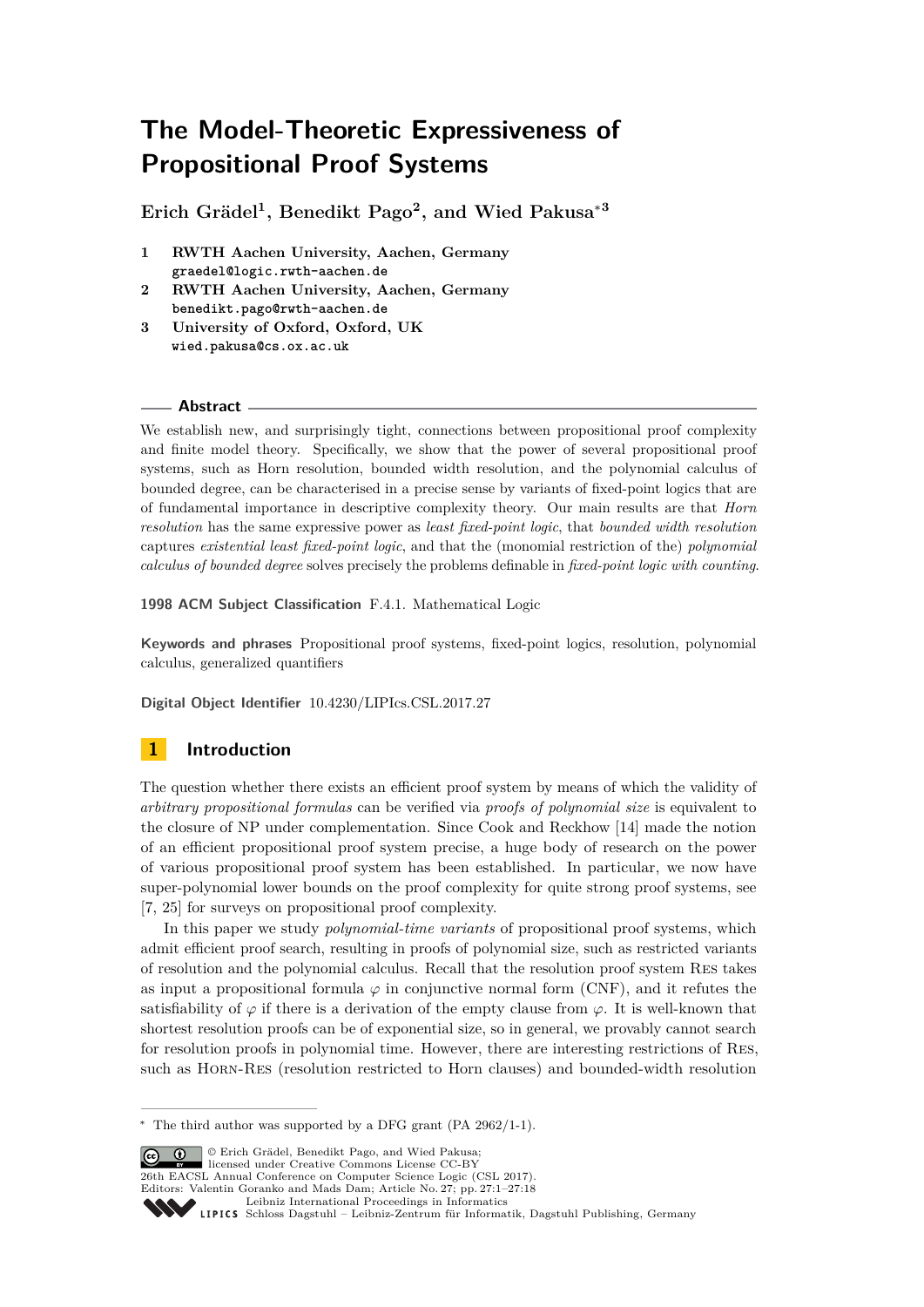# The Model-Theoretic Expressiveness of Propositional Proof Systems

**Erich Grädel[1], Benedikt Pago[2], and Wied Pakusa*[3]**

1. **RWTH Aachen University, Aachen, Germany**
   graedel@logic.rwth-aachen.de
2. **RWTH Aachen University, Aachen, Germany**
   benedikt.pago@rwth-aachen.de
3. **University of Oxford, Oxford, UK**
   wied.pakusa@cs.ox.ac.uk

## Abstract

We establish new, and surprisingly tight, connections between propositional proof complexity and finite model theory. Specifically, we show that the power of several propositional proof systems, such as Horn resolution, bounded width resolution, and the polynomial calculus of bounded degree, can be characterised in a precise sense by variants of fixed-point logics that are of fundamental importance in descriptive complexity theory. Our main results are that *Horn resolution* has the same expressive power as *least fixed-point logic*, that *bounded width resolution* captures *existential least fixed-point logic*, and that the (monomial restriction of the) *polynomial calculus of bounded degree* solves precisely the problems definable in *fixed-point logic with counting*.

**1998 ACM Subject Classification** F.4.1. Mathematical Logic

**Keywords and phrases** Propositional proof systems, fixed-point logics, resolution, polynomial calculus, generalized quantifiers

**Digital Object Identifier** 10.4230/LIPIcs.CSL.2017.27

## 1 Introduction

The question whether there exists an efficient proof system by means of which the validity of *arbitrary propositional formulas* can be verified via *proofs of polynomial size* is equivalent to the closure of NP under complementation. Since Cook and Reckhow [14] made the notion of an efficient propositional proof system precise, a huge body of research on the power of various propositional proof system has been established. In particular, we now have super-polynomial lower bounds on the proof complexity for quite strong proof systems, see [7, 25] for surveys on propositional proof complexity.

In this paper we study *polynomial-time variants* of propositional proof systems, which admit efficient proof search, resulting in proofs of polynomial size, such as restricted variants of resolution and the polynomial calculus. Recall that the resolution proof system RES takes as input a propositional formula $\varphi$ in conjunctive normal form (CNF), and it refutes the satisfiability of $\varphi$ if there is a derivation of the empty clause from $\varphi$. It is well-known that shortest resolution proofs can be of exponential size, so in general, we provably cannot search for resolution proofs in polynomial time. However, there are interesting restrictions of RES, such as HORN-RES (resolution restricted to Horn clauses) and bounded-width resolution

* The third author was supported by a DFG grant (PA 2962/1-1).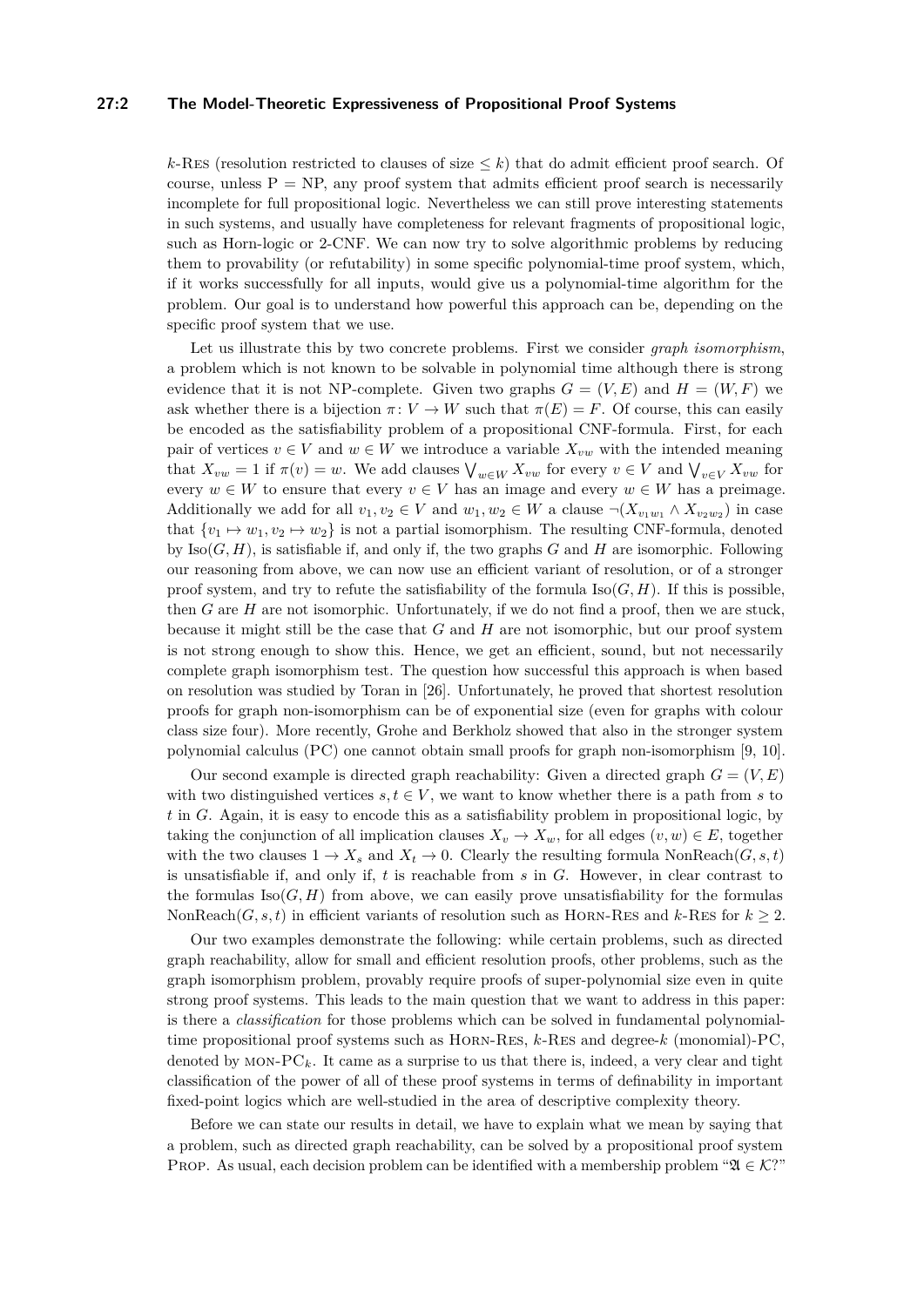$k$-Res (resolution restricted to clauses of size $\leq k$) that do admit efficient proof search. Of course, unless P = NP, any proof system that admits efficient proof search is necessarily incomplete for full propositional logic. Nevertheless we can still prove interesting statements in such systems, and usually have completeness for relevant fragments of propositional logic, such as Horn-logic or 2-CNF. We can now try to solve algorithmic problems by reducing them to provability (or refutability) in some specific polynomial-time proof system, which, if it works successfully for all inputs, would give us a polynomial-time algorithm for the problem. Our goal is to understand how powerful this approach can be, depending on the specific proof system that we use.

Let us illustrate this by two concrete problems. First we consider *graph isomorphism*, a problem which is not known to be solvable in polynomial time although there is strong evidence that it is not NP-complete. Given two graphs $G = (V, E)$ and $H = (W, F)$ we ask whether there is a bijection $\pi \colon V \to W$ such that $\pi(E) = F$. Of course, this can easily be encoded as the satisfiability problem of a propositional CNF-formula. First, for each pair of vertices $v \in V$ and $w \in W$ we introduce a variable $X_{vw}$ with the intended meaning that $X_{vw} = 1$ if $\pi(v) = w$. We add clauses $\bigvee_{w \in W} X_{vw}$ for every $v \in V$ and $\bigvee_{v \in V} X_{vw}$ for every $w \in W$ to ensure that every $v \in V$ has an image and every $w \in W$ has a preimage. Additionally we add for all $v_1, v_2 \in V$ and $w_1, w_2 \in W$ a clause $\neg(X_{v_1 w_1} \wedge X_{v_2 w_2})$ in case that $\{v_1 \mapsto w_1, v_2 \mapsto w_2\}$ is not a partial isomorphism. The resulting CNF-formula, denoted by $\mathrm{Iso}(G, H)$, is satisfiable if, and only if, the two graphs $G$ and $H$ are isomorphic. Following our reasoning from above, we can now use an efficient variant of resolution, or of a stronger proof system, and try to refute the satisfiability of the formula $\mathrm{Iso}(G, H)$. If this is possible, then $G$ are $H$ are not isomorphic. Unfortunately, if we do not find a proof, then we are stuck, because it might still be the case that $G$ and $H$ are not isomorphic, but our proof system is not strong enough to show this. Hence, we get an efficient, sound, but not necessarily complete graph isomorphism test. The question how successful this approach is when based on resolution was studied by Toran in [26]. Unfortunately, he proved that shortest resolution proofs for graph non-isomorphism can be of exponential size (even for graphs with colour class size four). More recently, Grohe and Berkholz showed that also in the stronger system polynomial calculus (PC) one cannot obtain small proofs for graph non-isomorphism [9, 10].

Our second example is directed graph reachability: Given a directed graph $G = (V, E)$ with two distinguished vertices $s, t \in V$, we want to know whether there is a path from $s$ to $t$ in $G$. Again, it is easy to encode this as a satisfiability problem in propositional logic, by taking the conjunction of all implication clauses $X_v \to X_w$, for all edges $(v, w) \in E$, together with the two clauses $1 \to X_s$ and $X_t \to 0$. Clearly the resulting formula $\mathrm{NonReach}(G, s, t)$ is unsatisfiable if, and only if, $t$ is reachable from $s$ in $G$. However, in clear contrast to the formulas $\mathrm{Iso}(G, H)$ from above, we can easily prove unsatisfiability for the formulas $\mathrm{NonReach}(G, s, t)$ in efficient variants of resolution such as Horn-Res and $k$-Res for $k \geq 2$.

Our two examples demonstrate the following: while certain problems, such as directed graph reachability, allow for small and efficient resolution proofs, other problems, such as the graph isomorphism problem, provably require proofs of super-polynomial size even in quite strong proof systems. This leads to the main question that we want to address in this paper: is there a *classification* for those problems which can be solved in fundamental polynomial-time propositional proof systems such as Horn-Res, $k$-Res and degree-$k$ (monomial)-PC, denoted by mon-PC$_k$. It came as a surprise to us that there is, indeed, a very clear and tight classification of the power of all of these proof systems in terms of definability in important fixed-point logics which are well-studied in the area of descriptive complexity theory.

Before we can state our results in detail, we have to explain what we mean by saying that a problem, such as directed graph reachability, can be solved by a propositional proof system Prop. As usual, each decision problem can be identified with a membership problem "$\mathfrak{A} \in \mathcal{K}$?"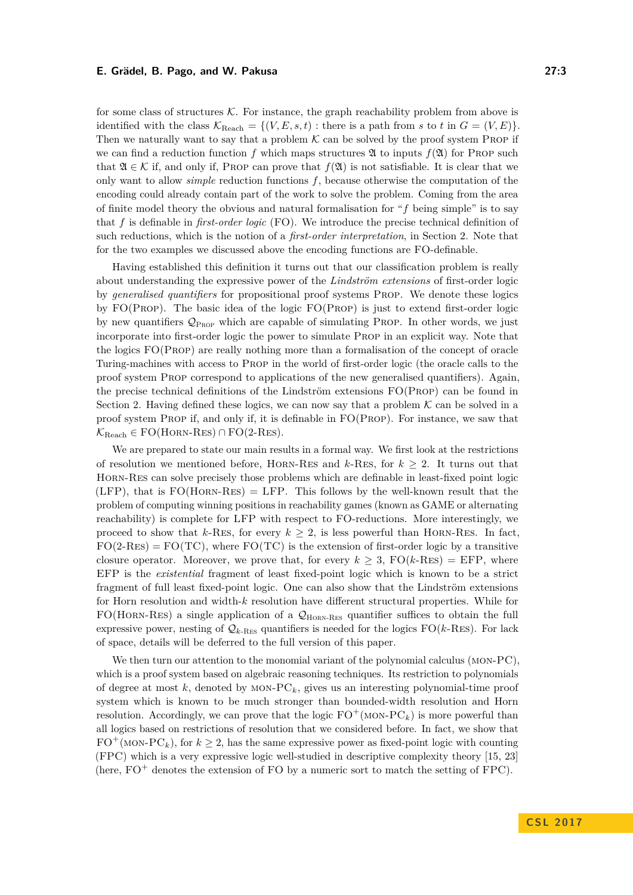for some class of structures $\mathcal{K}$. For instance, the graph reachability problem from above is identified with the class $\mathcal{K}_{\text{Reach}} = \{(V, E, s, t) : \text{there is a path from } s \text{ to } t \text{ in } G = (V, E)\}$. Then we naturally want to say that a problem $\mathcal{K}$ can be solved by the proof system Prop if we can find a reduction function $f$ which maps structures $\mathfrak{A}$ to inputs $f(\mathfrak{A})$ for Prop such that $\mathfrak{A} \in \mathcal{K}$ if, and only if, Prop can prove that $f(\mathfrak{A})$ is not satisfiable. It is clear that we only want to allow *simple* reduction functions $f$, because otherwise the computation of the encoding could already contain part of the work to solve the problem. Coming from the area of finite model theory the obvious and natural formalisation for "$f$ being simple" is to say that $f$ is definable in *first-order logic* (FO). We introduce the precise technical definition of such reductions, which is the notion of a *first-order interpretation*, in Section 2. Note that for the two examples we discussed above the encoding functions are FO-definable.

Having established this definition it turns out that our classification problem is really about understanding the expressive power of the *Lindström extensions* of first-order logic by *generalised quantifiers* for propositional proof systems Prop. We denote these logics by FO(Prop). The basic idea of the logic FO(Prop) is just to extend first-order logic by new quantifiers $\mathcal{Q}_{\text{Prop}}$ which are capable of simulating Prop. In other words, we just incorporate into first-order logic the power to simulate Prop in an explicit way. Note that the logics FO(Prop) are really nothing more than a formalisation of the concept of oracle Turing-machines with access to Prop in the world of first-order logic (the oracle calls to the proof system Prop correspond to applications of the new generalised quantifiers). Again, the precise technical definitions of the Lindström extensions FO(Prop) can be found in Section 2. Having defined these logics, we can now say that a problem $\mathcal{K}$ can be solved in a proof system Prop if, and only if, it is definable in FO(Prop). For instance, we saw that $\mathcal{K}_{\text{Reach}} \in \text{FO(Horn-Res)} \cap \text{FO(2-Res)}$.

We are prepared to state our main results in a formal way. We first look at the restrictions of resolution we mentioned before, Horn-Res and $k$-Res, for $k \geq 2$. It turns out that Horn-Res can solve precisely those problems which are definable in least-fixed point logic (LFP), that is FO(Horn-Res) = LFP. This follows by the well-known result that the problem of computing winning positions in reachability games (known as GAME or alternating reachability) is complete for LFP with respect to FO-reductions. More interestingly, we proceed to show that $k$-Res, for every $k \geq 2$, is less powerful than Horn-Res. In fact, FO(2-Res) = FO(TC), where FO(TC) is the extension of first-order logic by a transitive closure operator. Moreover, we prove that, for every $k \geq 3$, FO($k$-Res) = EFP, where EFP is the *existential* fragment of least fixed-point logic which is known to be a strict fragment of full least fixed-point logic. One can also show that the Lindström extensions for Horn resolution and width-$k$ resolution have different structural properties. While for FO(Horn-Res) a single application of a $\mathcal{Q}_{\text{Horn-Res}}$ quantifier suffices to obtain the full expressive power, nesting of $\mathcal{Q}_{k\text{-Res}}$ quantifiers is needed for the logics FO($k$-Res). For lack of space, details will be deferred to the full version of this paper.

We then turn our attention to the monomial variant of the polynomial calculus (mon-PC), which is a proof system based on algebraic reasoning techniques. Its restriction to polynomials of degree at most $k$, denoted by mon-PC$_k$, gives us an interesting polynomial-time proof system which is known to be much stronger than bounded-width resolution and Horn resolution. Accordingly, we can prove that the logic FO$^+$(mon-PC$_k$) is more powerful than all logics based on restrictions of resolution that we considered before. In fact, we show that FO$^+$(mon-PC$_k$), for $k \geq 2$, has the same expressive power as fixed-point logic with counting (FPC) which is a very expressive logic well-studied in descriptive complexity theory [15, 23] (here, FO$^+$ denotes the extension of FO by a numeric sort to match the setting of FPC).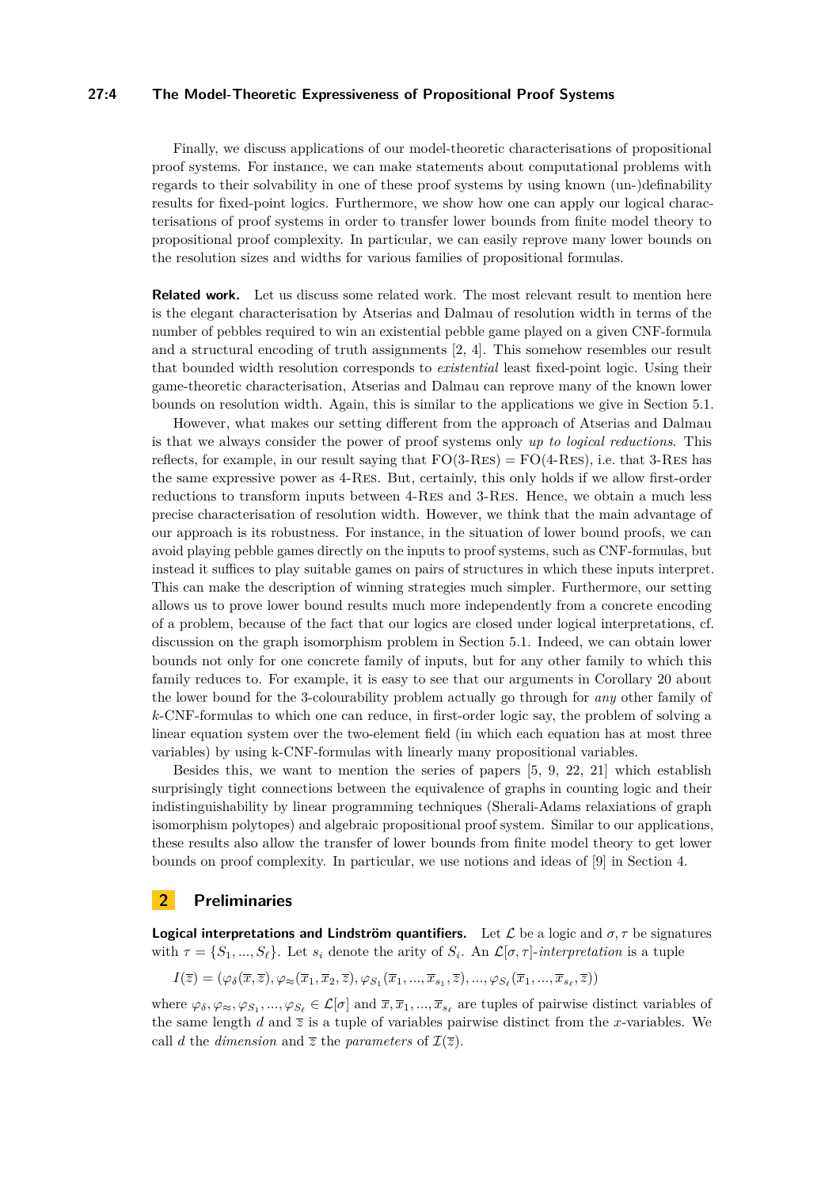Finally, we discuss applications of our model-theoretic characterisations of propositional proof systems. For instance, we can make statements about computational problems with regards to their solvability in one of these proof systems by using known (un-)definability results for fixed-point logics. Furthermore, we show how one can apply our logical characterisations of proof systems in order to transfer lower bounds from finite model theory to propositional proof complexity. In particular, we can easily reprove many lower bounds on the resolution sizes and widths for various families of propositional formulas.

**Related work.** Let us discuss some related work. The most relevant result to mention here is the elegant characterisation by Atserias and Dalmau of resolution width in terms of the number of pebbles required to win an existential pebble game played on a given CNF-formula and a structural encoding of truth assignments [2, 4]. This somehow resembles our result that bounded width resolution corresponds to *existential* least fixed-point logic. Using their game-theoretic characterisation, Atserias and Dalmau can reprove many of the known lower bounds on resolution width. Again, this is similar to the applications we give in Section 5.1.

However, what makes our setting different from the approach of Atserias and Dalmau is that we always consider the power of proof systems only *up to logical reductions*. This reflects, for example, in our result saying that FO(3-Res) = FO(4-Res), i.e. that 3-Res has the same expressive power as 4-Res. But, certainly, this only holds if we allow first-order reductions to transform inputs between 4-Res and 3-Res. Hence, we obtain a much less precise characterisation of resolution width. However, we think that the main advantage of our approach is its robustness. For instance, in the situation of lower bound proofs, we can avoid playing pebble games directly on the inputs to proof systems, such as CNF-formulas, but instead it suffices to play suitable games on pairs of structures in which these inputs interpret. This can make the description of winning strategies much simpler. Furthermore, our setting allows us to prove lower bound results much more independently from a concrete encoding of a problem, because of the fact that our logics are closed under logical interpretations, cf. discussion on the graph isomorphism problem in Section 5.1. Indeed, we can obtain lower bounds not only for one concrete family of inputs, but for any other family to which this family reduces to. For example, it is easy to see that our arguments in Corollary 20 about the lower bound for the 3-colourability problem actually go through for *any* other family of $k$-CNF-formulas to which one can reduce, in first-order logic say, the problem of solving a linear equation system over the two-element field (in which each equation has at most three variables) by using k-CNF-formulas with linearly many propositional variables.

Besides this, we want to mention the series of papers [5, 9, 22, 21] which establish surprisingly tight connections between the equivalence of graphs in counting logic and their indistinguishability by linear programming techniques (Sherali-Adams relaxiations of graph isomorphism polytopes) and algebraic propositional proof system. Similar to our applications, these results also allow the transfer of lower bounds from finite model theory to get lower bounds on proof complexity. In particular, we use notions and ideas of [9] in Section 4.

## 2 Preliminaries

**Logical interpretations and Lindström quantifiers.** Let $\mathcal{L}$ be a logic and $\sigma, \tau$ be signatures with $\tau = \{S_1, ..., S_\ell\}$. Let $s_i$ denote the arity of $S_i$. An $\mathcal{L}[\sigma, \tau]$-*interpretation* is a tuple

$$I(\overline{z}) = (\varphi_\delta(\overline{x}, \overline{z}), \varphi_\approx(\overline{x}_1, \overline{x}_2, \overline{z}), \varphi_{S_1}(\overline{x}_1, ..., \overline{x}_{s_1}, \overline{z}), ..., \varphi_{S_\ell}(\overline{x}_1, ..., \overline{x}_{s_\ell}, \overline{z}))$$

where $\varphi_\delta, \varphi_\approx, \varphi_{S_1}, ..., \varphi_{S_\ell} \in \mathcal{L}[\sigma]$ and $\overline{x}, \overline{x}_1, ..., \overline{x}_{s_\ell}$ are tuples of pairwise distinct variables of the same length $d$ and $\overline{z}$ is a tuple of variables pairwise distinct from the $x$-variables. We call $d$ the *dimension* and $\overline{z}$ the *parameters* of $\mathcal{I}(\overline{z})$.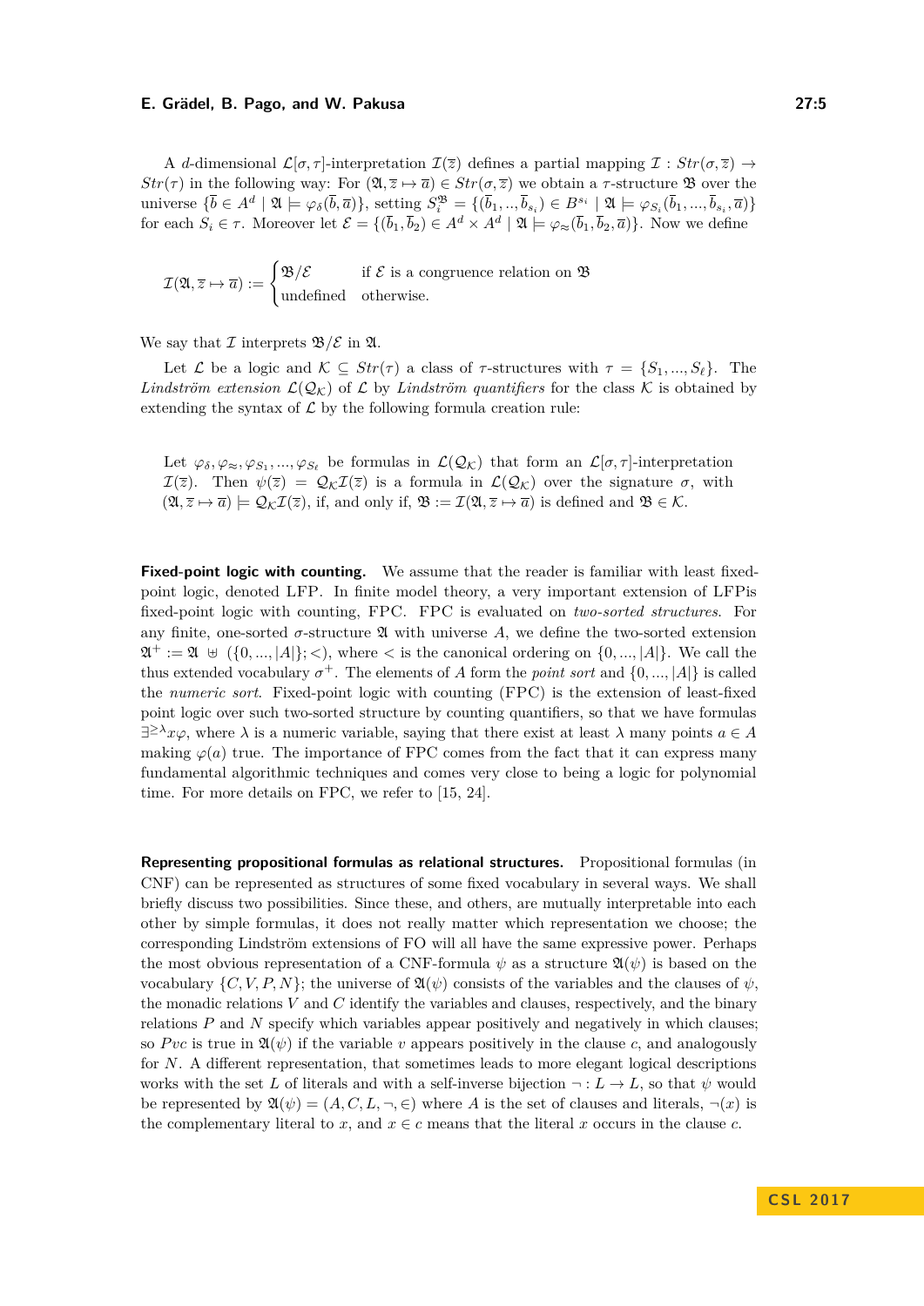A $d$-dimensional $\mathcal{L}[\sigma,\tau]$-interpretation $\mathcal{I}(\overline{z})$ defines a partial mapping $\mathcal{I} : Str(\sigma,\overline{z}) \to Str(\tau)$ in the following way: For $(\mathfrak{A}, \overline{z} \mapsto \overline{a}) \in Str(\sigma,\overline{z})$ we obtain a $\tau$-structure $\mathfrak{B}$ over the universe $\{\overline{b} \in A^d \mid \mathfrak{A} \models \varphi_\delta(\overline{b},\overline{a})\}$, setting $S_i^{\mathfrak{B}} = \{(\overline{b}_1, .., \overline{b}_{s_i}) \in B^{s_i} \mid \mathfrak{A} \models \varphi_{S_i}(\overline{b}_1, ..., \overline{b}_{s_i}, \overline{a})\}$ for each $S_i \in \tau$. Moreover let $\mathcal{E} = \{(\overline{b}_1, \overline{b}_2) \in A^d \times A^d \mid \mathfrak{A} \models \varphi_\approx(\overline{b}_1, \overline{b}_2, \overline{a})\}$. Now we define

$$\mathcal{I}(\mathfrak{A}, \overline{z} \mapsto \overline{a}) := \begin{cases} \mathfrak{B}/\mathcal{E} & \text{if } \mathcal{E} \text{ is a congruence relation on } \mathfrak{B} \\ \text{undefined} & \text{otherwise.} \end{cases}$$

We say that $\mathcal{I}$ interprets $\mathfrak{B}/\mathcal{E}$ in $\mathfrak{A}$.

Let $\mathcal{L}$ be a logic and $\mathcal{K} \subseteq Str(\tau)$ a class of $\tau$-structures with $\tau = \{S_1, ..., S_\ell\}$. The *Lindström extension* $\mathcal{L}(\mathcal{Q}_\mathcal{K})$ of $\mathcal{L}$ by *Lindström quantifiers* for the class $\mathcal{K}$ is obtained by extending the syntax of $\mathcal{L}$ by the following formula creation rule:

Let $\varphi_\delta, \varphi_\approx, \varphi_{S_1}, ..., \varphi_{S_\ell}$ be formulas in $\mathcal{L}(\mathcal{Q}_\mathcal{K})$ that form an $\mathcal{L}[\sigma,\tau]$-interpretation $\mathcal{I}(\overline{z})$. Then $\psi(\overline{z}) = \mathcal{Q}_\mathcal{K}\mathcal{I}(\overline{z})$ is a formula in $\mathcal{L}(\mathcal{Q}_\mathcal{K})$ over the signature $\sigma$, with $(\mathfrak{A}, \overline{z} \mapsto \overline{a}) \models \mathcal{Q}_\mathcal{K}\mathcal{I}(\overline{z})$, if, and only if, $\mathfrak{B} := \mathcal{I}(\mathfrak{A}, \overline{z} \mapsto \overline{a})$ is defined and $\mathfrak{B} \in \mathcal{K}$.

**Fixed-point logic with counting.** We assume that the reader is familiar with least fixed-point logic, denoted LFP. In finite model theory, a very important extension of LFPis fixed-point logic with counting, FPC. FPC is evaluated on *two-sorted structures*. For any finite, one-sorted $\sigma$-structure $\mathfrak{A}$ with universe $A$, we define the two-sorted extension $\mathfrak{A}^+ := \mathfrak{A} \uplus (\{0, ..., |A|\}; <)$, where $<$ is the canonical ordering on $\{0, ..., |A|\}$. We call the thus extended vocabulary $\sigma^+$. The elements of $A$ form the *point sort* and $\{0, ..., |A|\}$ is called the *numeric sort*. Fixed-point logic with counting (FPC) is the extension of least-fixed point logic over such two-sorted structure by counting quantifiers, so that we have formulas $\exists^{\geq\lambda} x\varphi$, where $\lambda$ is a numeric variable, saying that there exist at least $\lambda$ many points $a \in A$ making $\varphi(a)$ true. The importance of FPC comes from the fact that it can express many fundamental algorithmic techniques and comes very close to being a logic for polynomial time. For more details on FPC, we refer to [15, 24].

**Representing propositional formulas as relational structures.** Propositional formulas (in CNF) can be represented as structures of some fixed vocabulary in several ways. We shall briefly discuss two possibilities. Since these, and others, are mutually interpretable into each other by simple formulas, it does not really matter which representation we choose; the corresponding Lindström extensions of FO will all have the same expressive power. Perhaps the most obvious representation of a CNF-formula $\psi$ as a structure $\mathfrak{A}(\psi)$ is based on the vocabulary $\{C, V, P, N\}$; the universe of $\mathfrak{A}(\psi)$ consists of the variables and the clauses of $\psi$, the monadic relations $V$ and $C$ identify the variables and clauses, respectively, and the binary relations $P$ and $N$ specify which variables appear positively and negatively in which clauses; so $Pvc$ is true in $\mathfrak{A}(\psi)$ if the variable $v$ appears positively in the clause $c$, and analogously for $N$. A different representation, that sometimes leads to more elegant logical descriptions works with the set $L$ of literals and with a self-inverse bijection $\neg : L \to L$, so that $\psi$ would be represented by $\mathfrak{A}(\psi) = (A, C, L, \neg, \in)$ where $A$ is the set of clauses and literals, $\neg(x)$ is the complementary literal to $x$, and $x \in c$ means that the literal $x$ occurs in the clause $c$.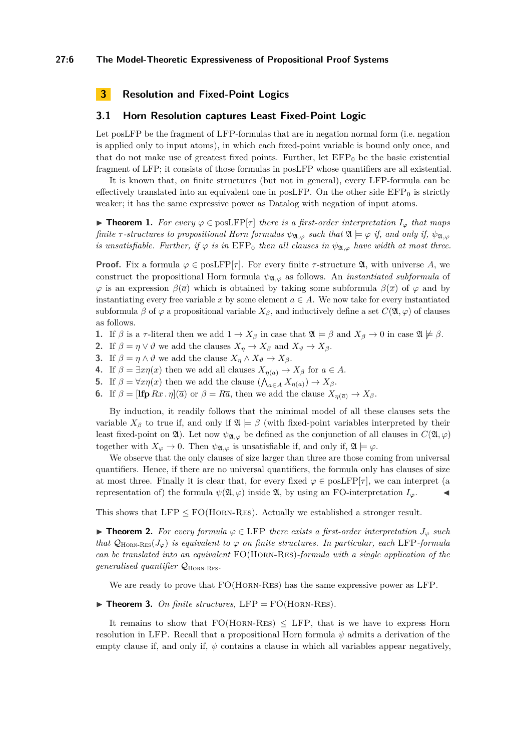## 3 Resolution and Fixed-Point Logics

### 3.1 Horn Resolution captures Least Fixed-Point Logic

Let posLFP be the fragment of LFP-formulas that are in negation normal form (i.e. negation is applied only to input atoms), in which each fixed-point variable is bound only once, and that do not make use of greatest fixed points. Further, let $\text{EFP}_0$ be the basic existential fragment of LFP; it consists of those formulas in posLFP whose quantifiers are all existential.

It is known that, on finite structures (but not in general), every LFP-formula can be effectively translated into an equivalent one in posLFP. On the other side $\text{EFP}_0$ is strictly weaker; it has the same expressive power as Datalog with negation of input atoms.

▶ **Theorem 1.** *For every $\varphi \in \text{posLFP}[\tau]$ there is a first-order interpretation $I_\varphi$ that maps finite $\tau$-structures to propositional Horn formulas $\psi_{\mathfrak{A},\varphi}$ such that $\mathfrak{A} \models \varphi$ if, and only if, $\psi_{\mathfrak{A},\varphi}$ is unsatisfiable. Further, if $\varphi$ is in $\text{EFP}_0$ then all clauses in $\psi_{\mathfrak{A},\varphi}$ have width at most three.*

**Proof.** Fix a formula $\varphi \in \text{posLFP}[\tau]$. For every finite $\tau$-structure $\mathfrak{A}$, with universe $A$, we construct the propositional Horn formula $\psi_{\mathfrak{A},\varphi}$ as follows. An *instantiated subformula* of $\varphi$ is an expression $\beta(\overline{a})$ which is obtained by taking some subformula $\beta(\overline{x})$ of $\varphi$ and by instantiating every free variable $x$ by some element $a \in A$. We now take for every instantiated subformula $\beta$ of $\varphi$ a propositional variable $X_\beta$, and inductively define a set $C(\mathfrak{A},\varphi)$ of clauses as follows.

1. If $\beta$ is a $\tau$-literal then we add $1 \to X_\beta$ in case that $\mathfrak{A} \models \beta$ and $X_\beta \to 0$ in case $\mathfrak{A} \not\models \beta$.
2. If $\beta = \eta \vee \vartheta$ we add the clauses $X_\eta \to X_\beta$ and $X_\vartheta \to X_\beta$.
3. If $\beta = \eta \wedge \vartheta$ we add the clause $X_\eta \wedge X_\vartheta \to X_\beta$.
4. If $\beta = \exists x \eta(x)$ then we add all clauses $X_{\eta(a)} \to X_\beta$ for $a \in A$.
5. If $\beta = \forall x \eta(x)$ then we add the clause $(\bigwedge_{a \in A} X_{\eta(a)}) \to X_\beta$.
6. If $\beta = [\mathbf{lfp}\, Rx \,.\, \eta](\overline{a})$ or $\beta = R\overline{a}$, then we add the clause $X_{\eta(\overline{a})} \to X_\beta$.

By induction, it readily follows that the minimal model of all these clauses sets the variable $X_\beta$ to true if, and only if $\mathfrak{A} \models \beta$ (with fixed-point variables interpreted by their least fixed-point on $\mathfrak{A}$). Let now $\psi_{\mathfrak{A},\varphi}$ be defined as the conjunction of all clauses in $C(\mathfrak{A},\varphi)$ together with $X_\varphi \to 0$. Then $\psi_{\mathfrak{A},\varphi}$ is unsatisfiable if, and only if, $\mathfrak{A} \models \varphi$.

We observe that the only clauses of size larger than three are those coming from universal quantifiers. Hence, if there are no universal quantifiers, the formula only has clauses of size at most three. Finally it is clear that, for every fixed $\varphi \in \text{posLFP}[\tau]$, we can interpret (a representation of) the formula $\psi(\mathfrak{A},\varphi)$ inside $\mathfrak{A}$, by using an FO-interpretation $I_\varphi$. ◀

This shows that $\text{LFP} \leq \text{FO}(\text{Horn-Res})$. Actually we established a stronger result.

▶ **Theorem 2.** *For every formula $\varphi \in \text{LFP}$ there exists a first-order interpretation $J_\varphi$ such that $\mathcal{Q}_{\text{Horn-Res}}(J_\varphi)$ is equivalent to $\varphi$ on finite structures. In particular, each LFP-formula can be translated into an equivalent FO(Horn-Res)-formula with a single application of the generalised quantifier $\mathcal{Q}_{\text{Horn-Res}}$.*

We are ready to prove that FO(Horn-Res) has the same expressive power as LFP.

▶ **Theorem 3.** *On finite structures,* $\text{LFP} = \text{FO}(\text{Horn-Res})$.

It remains to show that $\text{FO}(\text{Horn-Res}) \leq \text{LFP}$, that is we have to express Horn resolution in LFP. Recall that a propositional Horn formula $\psi$ admits a derivation of the empty clause if, and only if, $\psi$ contains a clause in which all variables appear negatively,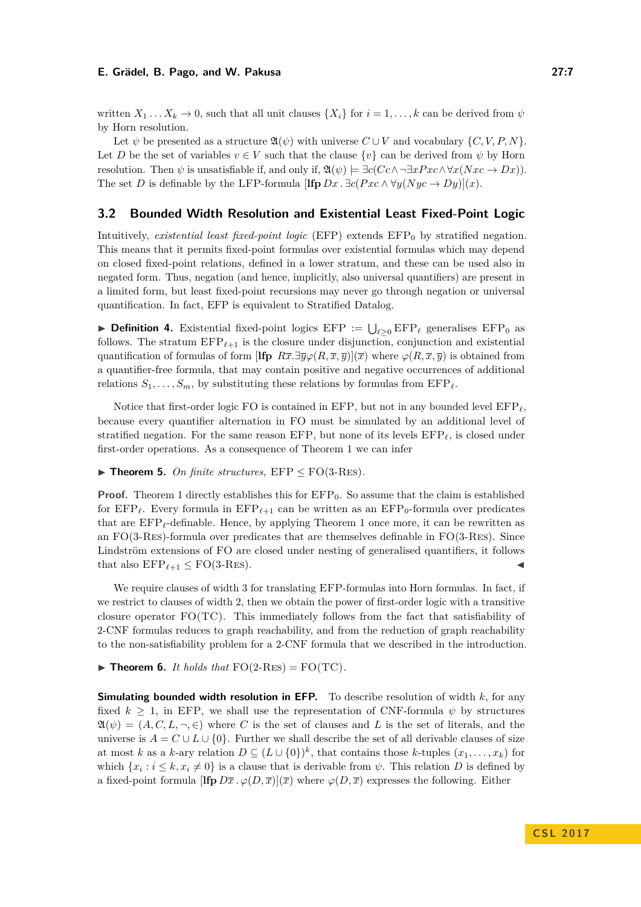written $X_1 \dots X_k \to 0$, such that all unit clauses $\{X_i\}$ for $i = 1, \dots, k$ can be derived from $\psi$ by Horn resolution.

Let $\psi$ be presented as a structure $\mathfrak{A}(\psi)$ with universe $C \cup V$ and vocabulary $\{C, V, P, N\}$. Let $D$ be the set of variables $v \in V$ such that the clause $\{v\}$ can be derived from $\psi$ by Horn resolution. Then $\psi$ is unsatisfiable if, and only if, $\mathfrak{A}(\psi) \models \exists c(Cc \wedge \neg\exists x Pxc \wedge \forall x(Nxc \to Dx))$. The set $D$ is definable by the LFP-formula $[\mathbf{lfp}\, Dx \,.\, \exists c(Pxc \wedge \forall y(Nyc \to Dy))](x)$.

## 3.2 Bounded Width Resolution and Existential Least Fixed-Point Logic

Intuitively, *existential least fixed-point logic* (EFP) extends $\text{EFP}_0$ by stratified negation. This means that it permits fixed-point formulas over existential formulas which may depend on closed fixed-point relations, defined in a lower stratum, and these can be used also in negated form. Thus, negation (and hence, implicitly, also universal quantifiers) are present in a limited form, but least fixed-point recursions may never go through negation or universal quantification. In fact, EFP is equivalent to Stratified Datalog.

▶ **Definition 4.** Existential fixed-point logics $\text{EFP} := \bigcup_{\ell \geq 0} \text{EFP}_\ell$ generalises $\text{EFP}_0$ as follows. The stratum $\text{EFP}_{\ell+1}$ is the closure under disjunction, conjunction and existential quantification of formulas of form $[\mathbf{lfp}\ R\overline{x}.\exists\overline{y}\varphi(R, \overline{x}, \overline{y})](\overline{x})$ where $\varphi(R, \overline{x}, \overline{y})$ is obtained from a quantifier-free formula, that may contain positive and negative occurrences of additional relations $S_1, \dots, S_m$, by substituting these relations by formulas from $\text{EFP}_\ell$.

Notice that first-order logic FO is contained in EFP, but not in any bounded level $\text{EFP}_\ell$, because every quantifier alternation in FO must be simulated by an additional level of stratified negation. For the same reason EFP, but none of its levels $\text{EFP}_\ell$, is closed under first-order operations. As a consequence of Theorem 1 we can infer

▶ **Theorem 5.** *On finite structures,* $\text{EFP} \leq \text{FO}(3\text{-}\textsc{Res})$.

**Proof.** Theorem 1 directly establishes this for $\text{EFP}_0$. So assume that the claim is established for $\text{EFP}_\ell$. Every formula in $\text{EFP}_{\ell+1}$ can be written as an $\text{EFP}_0$-formula over predicates that are $\text{EFP}_\ell$-definable. Hence, by applying Theorem 1 once more, it can be rewritten as an $\text{FO}(3\text{-}\textsc{Res})$-formula over predicates that are themselves definable in $\text{FO}(3\text{-}\textsc{Res})$. Since Lindström extensions of FO are closed under nesting of generalised quantifiers, it follows that also $\text{EFP}_{\ell+1} \leq \text{FO}(3\text{-}\textsc{Res})$. ◀

We require clauses of width 3 for translating EFP-formulas into Horn formulas. In fact, if we restrict to clauses of width 2, then we obtain the power of first-order logic with a transitive closure operator FO(TC). This immediately follows from the fact that satisfiability of 2-CNF formulas reduces to graph reachability, and from the reduction of graph reachability to the non-satisfiability problem for a 2-CNF formula that we described in the introduction.

▶ **Theorem 6.** *It holds that* $\text{FO}(2\text{-}\textsc{Res}) = \text{FO}(\text{TC})$.

**Simulating bounded width resolution in EFP.** To describe resolution of width $k$, for any fixed $k \geq 1$, in EFP, we shall use the representation of CNF-formula $\psi$ by structures $\mathfrak{A}(\psi) = (A, C, L, \neg, \in)$ where $C$ is the set of clauses and $L$ is the set of literals, and the universe is $A = C \cup L \cup \{0\}$. Further we shall describe the set of all derivable clauses of size at most $k$ as a $k$-ary relation $D \subseteq (L \cup \{0\})^k$, that contains those $k$-tuples $(x_1, \dots, x_k)$ for which $\{x_i : i \leq k, x_i \neq 0\}$ is a clause that is derivable from $\psi$. This relation $D$ is defined by a fixed-point formula $[\mathbf{lfp}\, D\overline{x} \,.\, \varphi(D, \overline{x})](\overline{x})$ where $\varphi(D, \overline{x})$ expresses the following. Either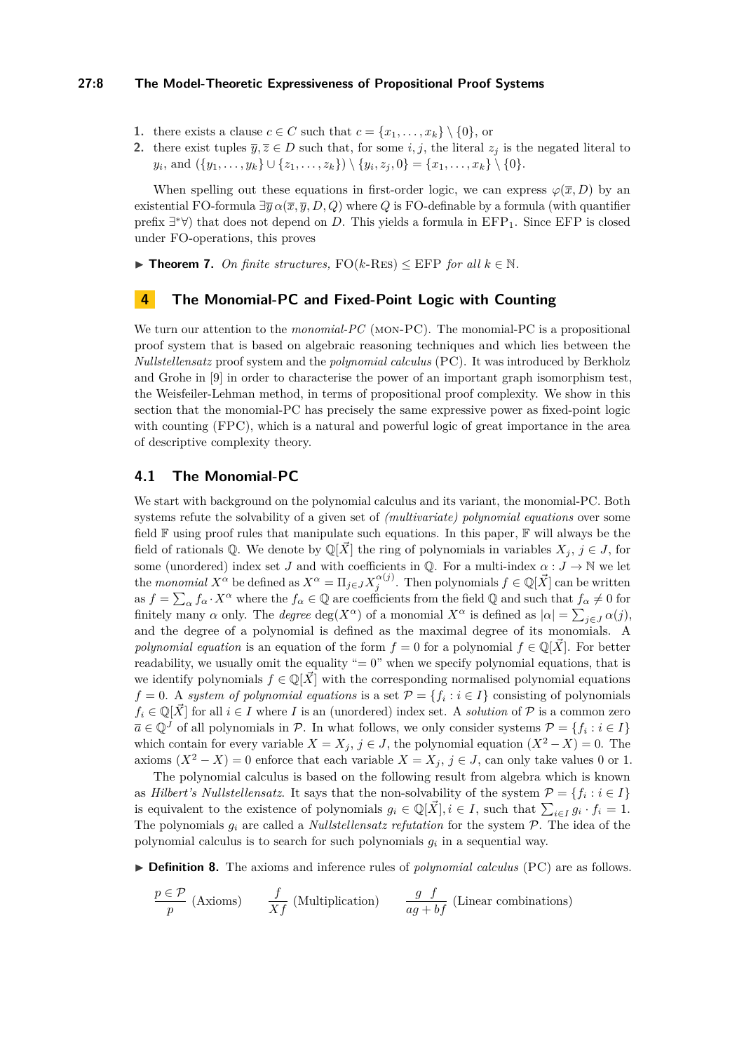1. there exists a clause $c \in C$ such that $c = \{x_1, \ldots, x_k\} \setminus \{0\}$, or
2. there exist tuples $\overline{y}, \overline{z} \in D$ such that, for some $i, j$, the literal $z_j$ is the negated literal to $y_i$, and $(\{y_1, \ldots, y_k\} \cup \{z_1, \ldots, z_k\}) \setminus \{y_i, z_j, 0\} = \{x_1, \ldots, x_k\} \setminus \{0\}$.

When spelling out these equations in first-order logic, we can express $\varphi(\overline{x}, D)$ by an existential FO-formula $\exists \overline{y}\, \alpha(\overline{x}, \overline{y}, D, Q)$ where $Q$ is FO-definable by a formula (with quantifier prefix $\exists^* \forall$) that does not depend on $D$. This yields a formula in $\mathrm{EFP}_1$. Since EFP is closed under FO-operations, this proves

▶ **Theorem 7.** *On finite structures,* $\mathrm{FO}(k\text{-}\mathrm{RES}) \leq \mathrm{EFP}$ *for all* $k \in \mathbb{N}$.

## 4 The Monomial-PC and Fixed-Point Logic with Counting

We turn our attention to the *monomial-PC* (MON-PC). The monomial-PC is a propositional proof system that is based on algebraic reasoning techniques and which lies between the *Nullstellensatz* proof system and the *polynomial calculus* (PC). It was introduced by Berkholz and Grohe in [9] in order to characterise the power of an important graph isomorphism test, the Weisfeiler-Lehman method, in terms of propositional proof complexity. We show in this section that the monomial-PC has precisely the same expressive power as fixed-point logic with counting (FPC), which is a natural and powerful logic of great importance in the area of descriptive complexity theory.

### 4.1 The Monomial-PC

We start with background on the polynomial calculus and its variant, the monomial-PC. Both systems refute the solvability of a given set of *(multivariate) polynomial equations* over some field $\mathbb{F}$ using proof rules that manipulate such equations. In this paper, $\mathbb{F}$ will always be the field of rationals $\mathbb{Q}$. We denote by $\mathbb{Q}[\vec{X}]$ the ring of polynomials in variables $X_j$, $j \in J$, for some (unordered) index set $J$ and with coefficients in $\mathbb{Q}$. For a multi-index $\alpha : J \to \mathbb{N}$ we let the *monomial* $X^\alpha$ be defined as $X^\alpha = \Pi_{j \in J} X_j^{\alpha(j)}$. Then polynomials $f \in \mathbb{Q}[\vec{X}]$ can be written as $f = \sum_\alpha f_\alpha \cdot X^\alpha$ where the $f_\alpha \in \mathbb{Q}$ are coefficients from the field $\mathbb{Q}$ and such that $f_\alpha \neq 0$ for finitely many $\alpha$ only. The *degree* $\deg(X^\alpha)$ of a monomial $X^\alpha$ is defined as $|\alpha| = \sum_{j \in J} \alpha(j)$, and the degree of a polynomial is defined as the maximal degree of its monomials. A *polynomial equation* is an equation of the form $f = 0$ for a polynomial $f \in \mathbb{Q}[\vec{X}]$. For better readability, we usually omit the equality "$= 0$" when we specify polynomial equations, that is we identify polynomials $f \in \mathbb{Q}[\vec{X}]$ with the corresponding normalised polynomial equations $f = 0$. A *system of polynomial equations* is a set $\mathcal{P} = \{f_i : i \in I\}$ consisting of polynomials $f_i \in \mathbb{Q}[\vec{X}]$ for all $i \in I$ where $I$ is an (unordered) index set. A *solution* of $\mathcal{P}$ is a common zero $\overline{a} \in \mathbb{Q}^J$ of all polynomials in $\mathcal{P}$. In what follows, we only consider systems $\mathcal{P} = \{f_i : i \in I\}$ which contain for every variable $X = X_j$, $j \in J$, the polynomial equation $(X^2 - X) = 0$. The axioms $(X^2 - X) = 0$ enforce that each variable $X = X_j$, $j \in J$, can only take values 0 or 1.

The polynomial calculus is based on the following result from algebra which is known as *Hilbert's Nullstellensatz*. It says that the non-solvability of the system $\mathcal{P} = \{f_i : i \in I\}$ is equivalent to the existence of polynomials $g_i \in \mathbb{Q}[\vec{X}], i \in I$, such that $\sum_{i \in I} g_i \cdot f_i = 1$. The polynomials $g_i$ are called a *Nullstellensatz refutation* for the system $\mathcal{P}$. The idea of the polynomial calculus is to search for such polynomials $g_i$ in a sequential way.

▶ **Definition 8.** The axioms and inference rules of *polynomial calculus* (PC) are as follows.

$$\frac{p \in \mathcal{P}}{p} \text{ (Axioms)} \qquad \frac{f}{Xf} \text{ (Multiplication)} \qquad \frac{g \quad f}{ag + bf} \text{ (Linear combinations)}$$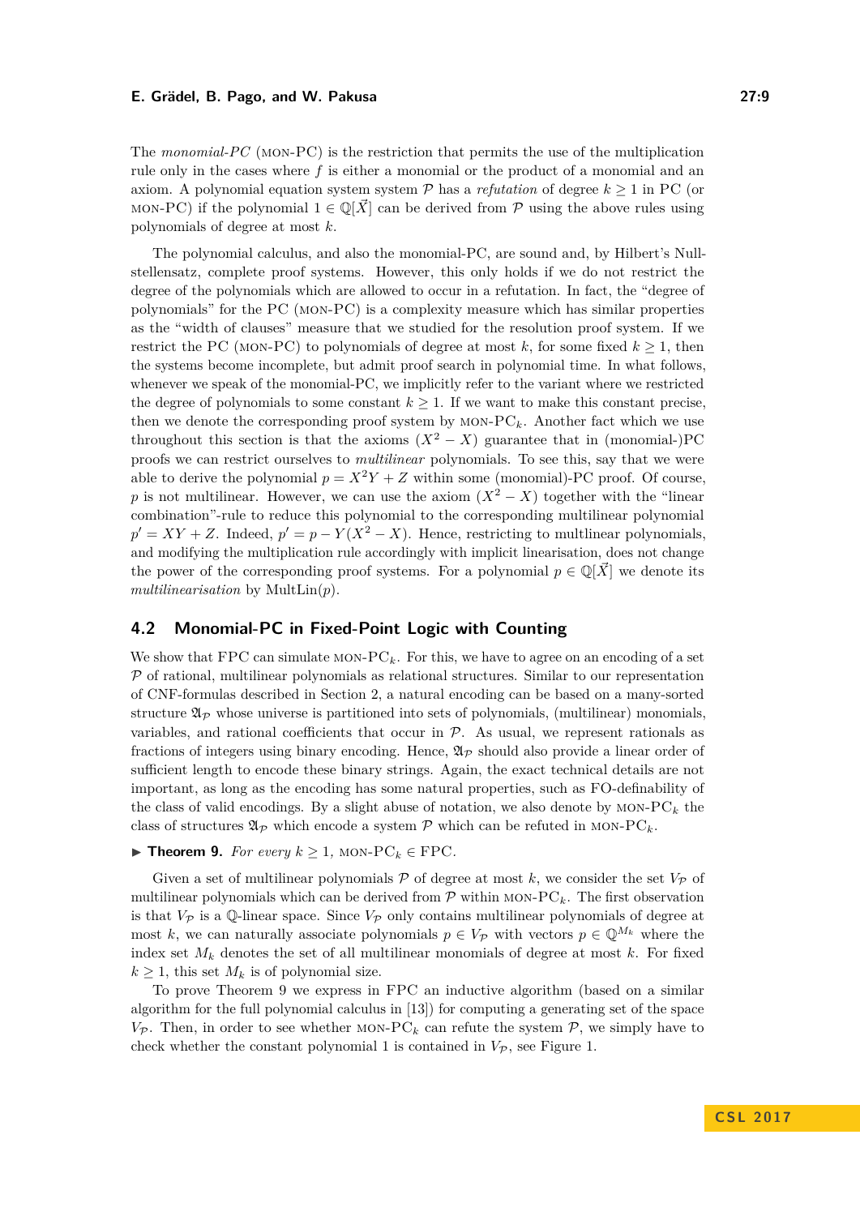The *monomial-PC* (MON-PC) is the restriction that permits the use of the multiplication rule only in the cases where $f$ is either a monomial or the product of a monomial and an axiom. A polynomial equation system $\mathcal{P}$ has a *refutation* of degree $k \geq 1$ in PC (or MON-PC) if the polynomial $1 \in \mathbb{Q}[\vec{X}]$ can be derived from $\mathcal{P}$ using the above rules using polynomials of degree at most $k$.

The polynomial calculus, and also the monomial-PC, are sound and, by Hilbert's Nullstellensatz, complete proof systems. However, this only holds if we do not restrict the degree of the polynomials which are allowed to occur in a refutation. In fact, the "degree of polynomials" for the PC (MON-PC) is a complexity measure which has similar properties as the "width of clauses" measure that we studied for the resolution proof system. If we restrict the PC (MON-PC) to polynomials of degree at most $k$, for some fixed $k \geq 1$, then the systems become incomplete, but admit proof search in polynomial time. In what follows, whenever we speak of the monomial-PC, we implicitly refer to the variant where we restricted the degree of polynomials to some constant $k \geq 1$. If we want to make this constant precise, then we denote the corresponding proof system by MON-PC$_k$. Another fact which we use throughout this section is that the axioms $(X^2 - X)$ guarantee that in (monomial-)PC proofs we can restrict ourselves to *multilinear* polynomials. To see this, say that we were able to derive the polynomial $p = X^2Y + Z$ within some (monomial)-PC proof. Of course, $p$ is not multilinear. However, we can use the axiom $(X^2 - X)$ together with the "linear combination"-rule to reduce this polynomial to the corresponding multilinear polynomial $p' = XY + Z$. Indeed, $p' = p - Y(X^2 - X)$. Hence, restricting to multlinear polynomials, and modifying the multiplication rule accordingly with implicit linearisation, does not change the power of the corresponding proof systems. For a polynomial $p \in \mathbb{Q}[\vec{X}]$ we denote its *multilinearisation* by $\mathrm{MultLin}(p)$.

## 4.2 Monomial-PC in Fixed-Point Logic with Counting

We show that FPC can simulate MON-PC$_k$. For this, we have to agree on an encoding of a set $\mathcal{P}$ of rational, multilinear polynomials as relational structures. Similar to our representation of CNF-formulas described in Section 2, a natural encoding can be based on a many-sorted structure $\mathfrak{A}_{\mathcal{P}}$ whose universe is partitioned into sets of polynomials, (multilinear) monomials, variables, and rational coefficients that occur in $\mathcal{P}$. As usual, we represent rationals as fractions of integers using binary encoding. Hence, $\mathfrak{A}_{\mathcal{P}}$ should also provide a linear order of sufficient length to encode these binary strings. Again, the exact technical details are not important, as long as the encoding has some natural properties, such as FO-definability of the class of valid encodings. By a slight abuse of notation, we also denote by MON-PC$_k$ the class of structures $\mathfrak{A}_{\mathcal{P}}$ which encode a system $\mathcal{P}$ which can be refuted in MON-PC$_k$.

▶ **Theorem 9.** *For every $k \geq 1$, MON-PC$_k$ $\in$ FPC.*

Given a set of multilinear polynomials $\mathcal{P}$ of degree at most $k$, we consider the set $V_{\mathcal{P}}$ of multilinear polynomials which can be derived from $\mathcal{P}$ within MON-PC$_k$. The first observation is that $V_{\mathcal{P}}$ is a $\mathbb{Q}$-linear space. Since $V_{\mathcal{P}}$ only contains multilinear polynomials of degree at most $k$, we can naturally associate polynomials $p \in V_{\mathcal{P}}$ with vectors $p \in \mathbb{Q}^{M_k}$ where the index set $M_k$ denotes the set of all multilinear monomials of degree at most $k$. For fixed $k \geq 1$, this set $M_k$ is of polynomial size.

To prove Theorem 9 we express in FPC an inductive algorithm (based on a similar algorithm for the full polynomial calculus in [13]) for computing a generating set of the space $V_{\mathcal{P}}$. Then, in order to see whether MON-PC$_k$ can refute the system $\mathcal{P}$, we simply have to check whether the constant polynomial 1 is contained in $V_{\mathcal{P}}$, see Figure 1.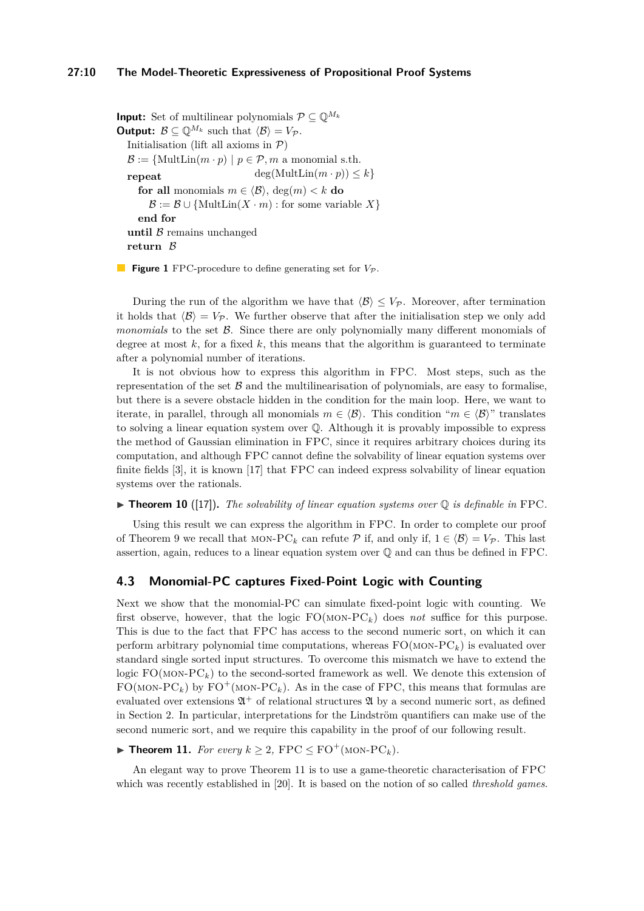**Input:** Set of multilinear polynomials $\mathcal{P} \subseteq \mathbb{Q}^{M_k}$
**Output:** $\mathcal{B} \subseteq \mathbb{Q}^{M_k}$ such that $\langle \mathcal{B} \rangle = V_{\mathcal{P}}$.

```
Initialisation (lift all axioms in P)
B := {MultLin(m · p) | p ∈ P, m a monomial s.th.
                        deg(MultLin(m · p)) ≤ k}
repeat
  for all monomials m ∈ ⟨B⟩, deg(m) < k do
    B := B ∪ {MultLin(X · m) : for some variable X}
  end for
until B remains unchanged
return B
```

**Figure 1** FPC-procedure to define generating set for $V_{\mathcal{P}}$.

During the run of the algorithm we have that $\langle \mathcal{B} \rangle \leq V_{\mathcal{P}}$. Moreover, after termination it holds that $\langle \mathcal{B} \rangle = V_{\mathcal{P}}$. We further observe that after the initialisation step we only add *monomials* to the set $\mathcal{B}$. Since there are only polynomially many different monomials of degree at most $k$, for a fixed $k$, this means that the algorithm is guaranteed to terminate after a polynomial number of iterations.

It is not obvious how to express this algorithm in FPC. Most steps, such as the representation of the set $\mathcal{B}$ and the multilinearisation of polynomials, are easy to formalise, but there is a severe obstacle hidden in the condition for the main loop. Here, we want to iterate, in parallel, through all monomials $m \in \langle \mathcal{B} \rangle$. This condition "$m \in \langle \mathcal{B} \rangle$" translates to solving a linear equation system over $\mathbb{Q}$. Although it is provably impossible to express the method of Gaussian elimination in FPC, since it requires arbitrary choices during its computation, and although FPC cannot define the solvability of linear equation systems over finite fields [3], it is known [17] that FPC can indeed express solvability of linear equation systems over the rationals.

▶ **Theorem 10** ([17]). *The solvability of linear equation systems over $\mathbb{Q}$ is definable in* FPC.

Using this result we can express the algorithm in FPC. In order to complete our proof of Theorem 9 we recall that MON-PC$_k$ can refute $\mathcal{P}$ if, and only if, $1 \in \langle \mathcal{B} \rangle = V_{\mathcal{P}}$. This last assertion, again, reduces to a linear equation system over $\mathbb{Q}$ and can thus be defined in FPC.

## 4.3 Monomial-PC captures Fixed-Point Logic with Counting

Next we show that the monomial-PC can simulate fixed-point logic with counting. We first observe, however, that the logic FO(MON-PC$_k$) does *not* suffice for this purpose. This is due to the fact that FPC has access to the second numeric sort, on which it can perform arbitrary polynomial time computations, whereas FO(MON-PC$_k$) is evaluated over standard single sorted input structures. To overcome this mismatch we have to extend the logic FO(MON-PC$_k$) to the second-sorted framework as well. We denote this extension of FO(MON-PC$_k$) by FO$^+$(MON-PC$_k$). As in the case of FPC, this means that formulas are evaluated over extensions $\mathfrak{A}^+$ of relational structures $\mathfrak{A}$ by a second numeric sort, as defined in Section 2. In particular, interpretations for the Lindström quantifiers can make use of the second numeric sort, and we require this capability in the proof of our following result.

▶ **Theorem 11.** *For every $k \geq 2$,* FPC $\leq$ FO$^+$(MON-PC$_k$).

An elegant way to prove Theorem 11 is to use a game-theoretic characterisation of FPC which was recently established in [20]. It is based on the notion of so called *threshold games*.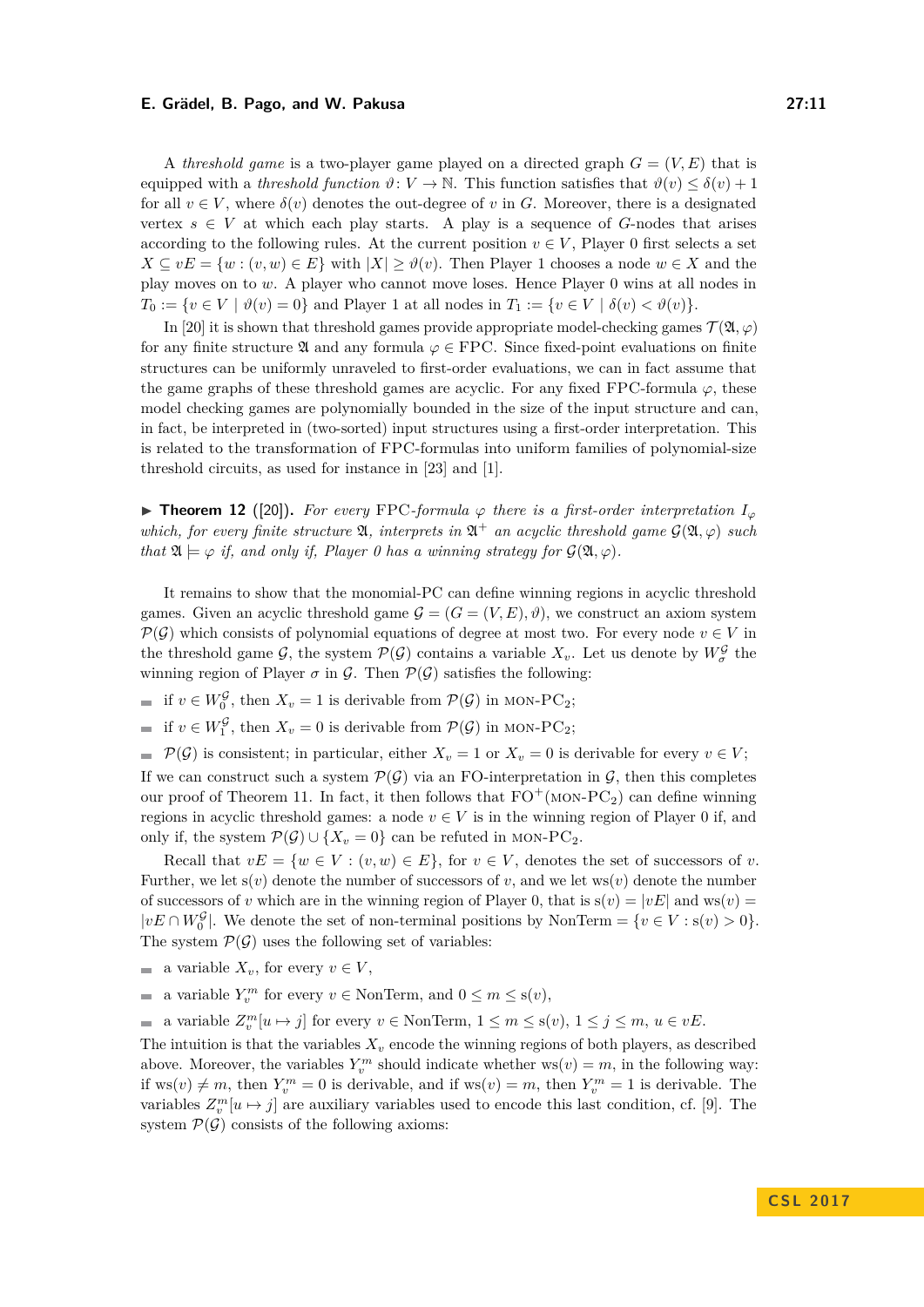A *threshold game* is a two-player game played on a directed graph $G = (V, E)$ that is equipped with a *threshold function* $\vartheta\colon V \to \mathbb{N}$. This function satisfies that $\vartheta(v) \leq \delta(v) + 1$ for all $v \in V$, where $\delta(v)$ denotes the out-degree of $v$ in $G$. Moreover, there is a designated vertex $s \in V$ at which each play starts. A play is a sequence of $G$-nodes that arises according to the following rules. At the current position $v \in V$, Player 0 first selects a set $X \subseteq vE = \{w : (v, w) \in E\}$ with $|X| \geq \vartheta(v)$. Then Player 1 chooses a node $w \in X$ and the play moves on to $w$. A player who cannot move loses. Hence Player 0 wins at all nodes in $T_0 := \{v \in V \mid \vartheta(v) = 0\}$ and Player 1 at all nodes in $T_1 := \{v \in V \mid \delta(v) < \vartheta(v)\}$.

In [20] it is shown that threshold games provide appropriate model-checking games $\mathcal{T}(\mathfrak{A}, \varphi)$ for any finite structure $\mathfrak{A}$ and any formula $\varphi \in$ FPC. Since fixed-point evaluations on finite structures can be uniformly unraveled to first-order evaluations, we can in fact assume that the game graphs of these threshold games are acyclic. For any fixed FPC-formula $\varphi$, these model checking games are polynomially bounded in the size of the input structure and can, in fact, be interpreted in (two-sorted) input structures using a first-order interpretation. This is related to the transformation of FPC-formulas into uniform families of polynomial-size threshold circuits, as used for instance in [23] and [1].

▶ **Theorem 12** ([20]). *For every* FPC*-formula $\varphi$ there is a first-order interpretation $I_\varphi$ which, for every finite structure $\mathfrak{A}$, interprets in $\mathfrak{A}^+$ an acyclic threshold game $\mathcal{G}(\mathfrak{A}, \varphi)$ such that $\mathfrak{A} \models \varphi$ if, and only if, Player 0 has a winning strategy for $\mathcal{G}(\mathfrak{A}, \varphi)$.*

It remains to show that the monomial-PC can define winning regions in acyclic threshold games. Given an acyclic threshold game $\mathcal{G} = (G = (V, E), \vartheta)$, we construct an axiom system $\mathcal{P}(\mathcal{G})$ which consists of polynomial equations of degree at most two. For every node $v \in V$ in the threshold game $\mathcal{G}$, the system $\mathcal{P}(\mathcal{G})$ contains a variable $X_v$. Let us denote by $W_\sigma^{\mathcal{G}}$ the winning region of Player $\sigma$ in $\mathcal{G}$. Then $\mathcal{P}(\mathcal{G})$ satisfies the following:

- if $v \in W_0^{\mathcal{G}}$, then $X_v = 1$ is derivable from $\mathcal{P}(\mathcal{G})$ in MON-PC$_2$;
- if $v \in W_1^{\mathcal{G}}$, then $X_v = 0$ is derivable from $\mathcal{P}(\mathcal{G})$ in MON-PC$_2$;
- $\mathcal{P}(\mathcal{G})$ is consistent; in particular, either $X_v = 1$ or $X_v = 0$ is derivable for every $v \in V$;

If we can construct such a system $\mathcal{P}(\mathcal{G})$ via an FO-interpretation in $\mathcal{G}$, then this completes our proof of Theorem 11. In fact, it then follows that FO$^+$(MON-PC$_2$) can define winning regions in acyclic threshold games: a node $v \in V$ is in the winning region of Player 0 if, and only if, the system $\mathcal{P}(\mathcal{G}) \cup \{X_v = 0\}$ can be refuted in MON-PC$_2$.

Recall that $vE = \{w \in V : (v, w) \in E\}$, for $v \in V$, denotes the set of successors of $v$. Further, we let $\mathrm{s}(v)$ denote the number of successors of $v$, and we let $\mathrm{ws}(v)$ denote the number of successors of $v$ which are in the winning region of Player 0, that is $\mathrm{s}(v) = |vE|$ and $\mathrm{ws}(v) = |vE \cap W_0^{\mathcal{G}}|$. We denote the set of non-terminal positions by $\mathrm{NonTerm} = \{v \in V : \mathrm{s}(v) > 0\}$. The system $\mathcal{P}(\mathcal{G})$ uses the following set of variables:

- a variable $X_v$, for every $v \in V$,
- a variable $Y_v^m$ for every $v \in \mathrm{NonTerm}$, and $0 \leq m \leq \mathrm{s}(v)$,
- a variable $Z_v^m[u \mapsto j]$ for every $v \in \mathrm{NonTerm}$, $1 \leq m \leq \mathrm{s}(v)$, $1 \leq j \leq m$, $u \in vE$.

The intuition is that the variables $X_v$ encode the winning regions of both players, as described above. Moreover, the variables $Y_v^m$ should indicate whether $\mathrm{ws}(v) = m$, in the following way: if $\mathrm{ws}(v) \neq m$, then $Y_v^m = 0$ is derivable, and if $\mathrm{ws}(v) = m$, then $Y_v^m = 1$ is derivable. The variables $Z_v^m[u \mapsto j]$ are auxiliary variables used to encode this last condition, cf. [9]. The system $\mathcal{P}(\mathcal{G})$ consists of the following axioms: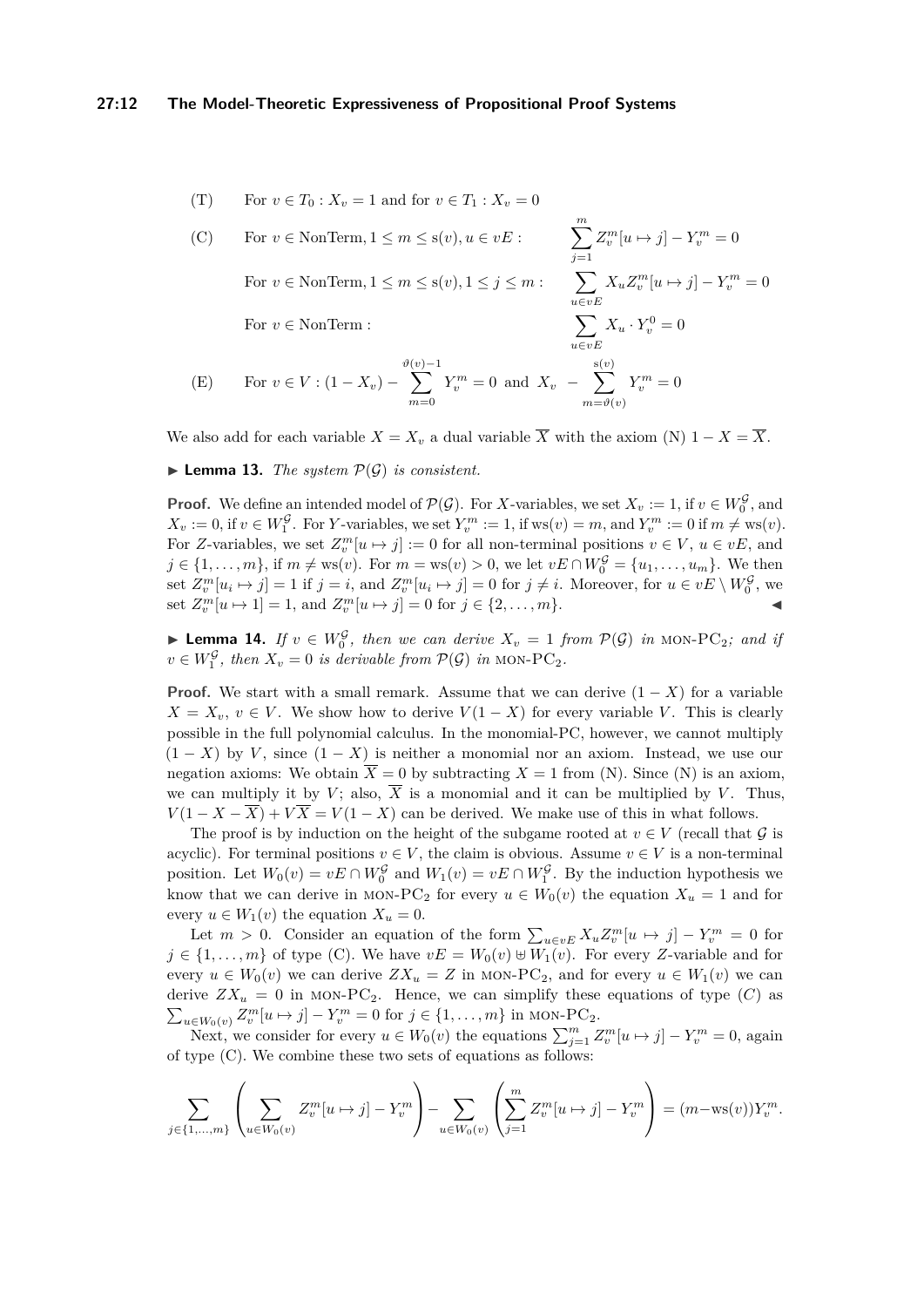(T) For $v \in T_0 : X_v = 1$ and for $v \in T_1 : X_v = 0$

(C) For $v \in \text{NonTerm}, 1 \le m \le \text{s}(v), u \in vE$ : $\displaystyle\sum_{j=1}^{m} Z_v^m[u \mapsto j] - Y_v^m = 0$

For $v \in \text{NonTerm}, 1 \le m \le \text{s}(v), 1 \le j \le m$ : $\displaystyle\sum_{u \in vE} X_u Z_v^m[u \mapsto j] - Y_v^m = 0$

For $v \in \text{NonTerm}$ : $\displaystyle\sum_{u \in vE} X_u \cdot Y_v^0 = 0$

(E) For $v \in V : (1 - X_v) - \displaystyle\sum_{m=0}^{\vartheta(v)-1} Y_v^m = 0$ and $X_v - \displaystyle\sum_{m=\vartheta(v)}^{\text{s}(v)} Y_v^m = 0$

We also add for each variable $X = X_v$ a dual variable $\overline{X}$ with the axiom (N) $1 - X = \overline{X}$.

▶ **Lemma 13.** *The system $\mathcal{P}(\mathcal{G})$ is consistent.*

**Proof.** We define an intended model of $\mathcal{P}(\mathcal{G})$. For $X$-variables, we set $X_v := 1$, if $v \in W_0^{\mathcal{G}}$, and $X_v := 0$, if $v \in W_1^{\mathcal{G}}$. For $Y$-variables, we set $Y_v^m := 1$, if $\text{ws}(v) = m$, and $Y_v^m := 0$ if $m \neq \text{ws}(v)$. For $Z$-variables, we set $Z_v^m[u \mapsto j] := 0$ for all non-terminal positions $v \in V$, $u \in vE$, and $j \in \{1, \ldots, m\}$, if $m \neq \text{ws}(v)$. For $m = \text{ws}(v) > 0$, we let $vE \cap W_0^{\mathcal{G}} = \{u_1, \ldots, u_m\}$. We then set $Z_v^m[u_i \mapsto j] = 1$ if $j = i$, and $Z_v^m[u_i \mapsto j] = 0$ for $j \neq i$. Moreover, for $u \in vE \setminus W_0^{\mathcal{G}}$, we set $Z_v^m[u \mapsto 1] = 1$, and $Z_v^m[u \mapsto j] = 0$ for $j \in \{2, \ldots, m\}$. ◀

▶ **Lemma 14.** *If $v \in W_0^{\mathcal{G}}$, then we can derive $X_v = 1$ from $\mathcal{P}(\mathcal{G})$ in* MON-PC$_2$*; and if $v \in W_1^{\mathcal{G}}$, then $X_v = 0$ is derivable from $\mathcal{P}(\mathcal{G})$ in* MON-PC$_2$.

**Proof.** We start with a small remark. Assume that we can derive $(1 - X)$ for a variable $X = X_v$, $v \in V$. We show how to derive $V(1 - X)$ for every variable $V$. This is clearly possible in the full polynomial calculus. In the monomial-PC, however, we cannot multiply $(1 - X)$ by $V$, since $(1 - X)$ is neither a monomial nor an axiom. Instead, we use our negation axioms: We obtain $\overline{X} = 0$ by subtracting $X = 1$ from (N). Since (N) is an axiom, we can multiply it by $V$; also, $\overline{X}$ is a monomial and it can be multiplied by $V$. Thus, $V(1 - X - \overline{X}) + V\overline{X} = V(1 - X)$ can be derived. We make use of this in what follows.

The proof is by induction on the height of the subgame rooted at $v \in V$ (recall that $\mathcal{G}$ is acyclic). For terminal positions $v \in V$, the claim is obvious. Assume $v \in V$ is a non-terminal position. Let $W_0(v) = vE \cap W_0^{\mathcal{G}}$ and $W_1(v) = vE \cap W_1^{\mathcal{G}}$. By the induction hypothesis we know that we can derive in MON-PC$_2$ for every $u \in W_0(v)$ the equation $X_u = 1$ and for every $u \in W_1(v)$ the equation $X_u = 0$.

Let $m > 0$. Consider an equation of the form $\sum_{u \in vE} X_u Z_v^m[u \mapsto j] - Y_v^m = 0$ for $j \in \{1, \ldots, m\}$ of type (C). We have $vE = W_0(v) \uplus W_1(v)$. For every $Z$-variable and for every $u \in W_0(v)$ we can derive $ZX_u = Z$ in MON-PC$_2$, and for every $u \in W_1(v)$ we can derive $ZX_u = 0$ in MON-PC$_2$. Hence, we can simplify these equations of type $(C)$ as $\sum_{u \in W_0(v)} Z_v^m[u \mapsto j] - Y_v^m = 0$ for $j \in \{1, \ldots, m\}$ in MON-PC$_2$.

Next, we consider for every $u \in W_0(v)$ the equations $\sum_{j=1}^{m} Z_v^m[u \mapsto j] - Y_v^m = 0$, again of type (C). We combine these two sets of equations as follows:

$$\sum_{j \in \{1,\ldots,m\}} \left( \sum_{u \in W_0(v)} Z_v^m[u \mapsto j] - Y_v^m \right) - \sum_{u \in W_0(v)} \left( \sum_{j=1}^{m} Z_v^m[u \mapsto j] - Y_v^m \right) = (m - \text{ws}(v)) Y_v^m.$$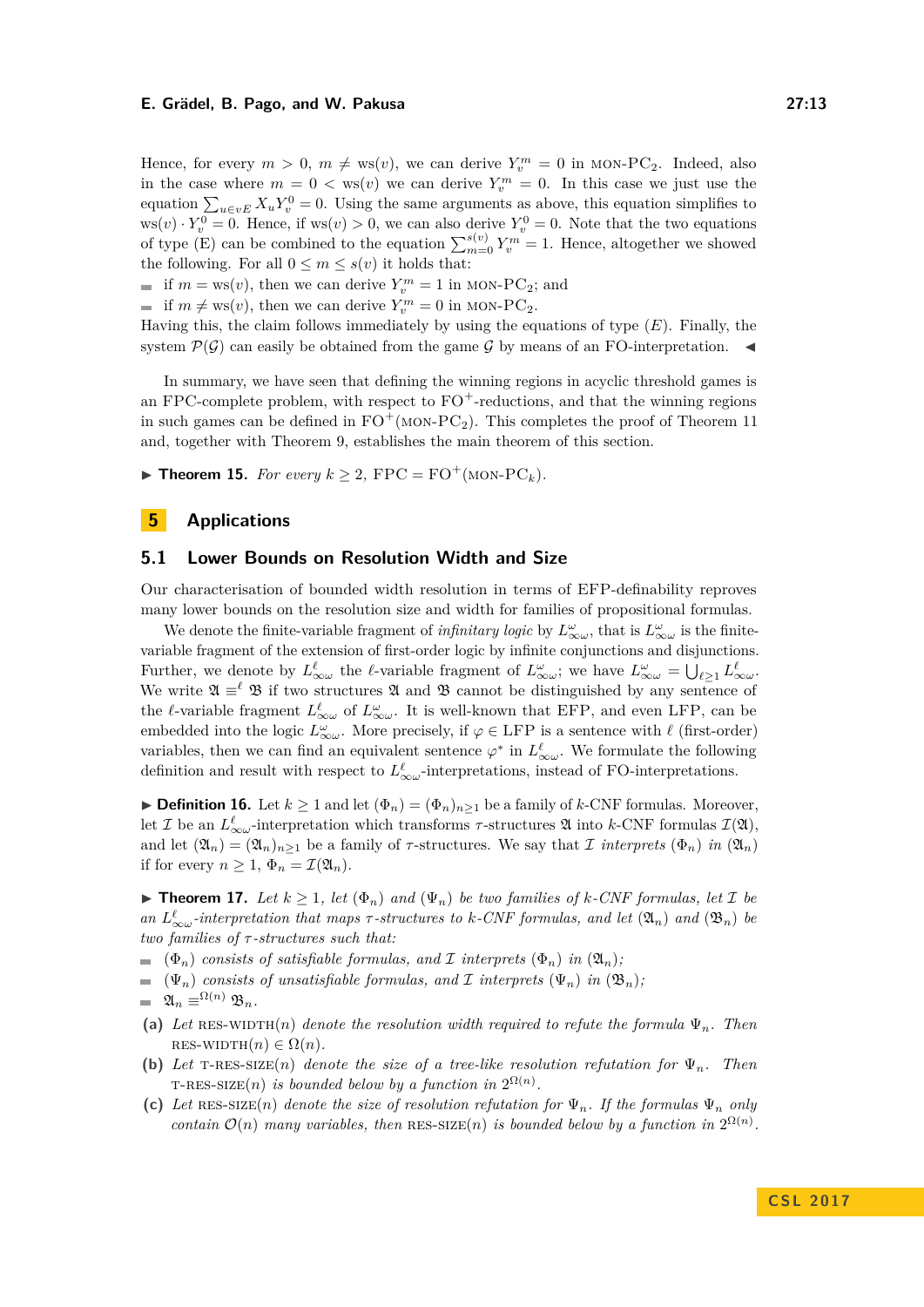Hence, for every $m > 0$, $m \neq \mathrm{ws}(v)$, we can derive $Y_v^m = 0$ in MON-PC$_2$. Indeed, also in the case where $m = 0 < \mathrm{ws}(v)$ we can derive $Y_v^m = 0$. In this case we just use the equation $\sum_{u \in vE} X_u Y_v^0 = 0$. Using the same arguments as above, this equation simplifies to $\mathrm{ws}(v) \cdot Y_v^0 = 0$. Hence, if $\mathrm{ws}(v) > 0$, we can also derive $Y_v^0 = 0$. Note that the two equations of type (E) can be combined to the equation $\sum_{m=0}^{s(v)} Y_v^m = 1$. Hence, altogether we showed the following. For all $0 \leq m \leq s(v)$ it holds that:

- if $m = \mathrm{ws}(v)$, then we can derive $Y_v^m = 1$ in MON-PC$_2$; and
- if $m \neq \mathrm{ws}(v)$, then we can derive $Y_v^m = 0$ in MON-PC$_2$.

Having this, the claim follows immediately by using the equations of type $(E)$. Finally, the system $\mathcal{P}(\mathcal{G})$ can easily be obtained from the game $\mathcal{G}$ by means of an FO-interpretation. ◀

In summary, we have seen that defining the winning regions in acyclic threshold games is an FPC-complete problem, with respect to FO$^+$-reductions, and that the winning regions in such games can be defined in FO$^+$(MON-PC$_2$). This completes the proof of Theorem 11 and, together with Theorem 9, establishes the main theorem of this section.

▶ **Theorem 15.** *For every $k \geq 2$, FPC $=$ FO$^+$(MON-PC$_k$).*

# 5 Applications

## 5.1 Lower Bounds on Resolution Width and Size

Our characterisation of bounded width resolution in terms of EFP-definability reproves many lower bounds on the resolution size and width for families of propositional formulas.

We denote the finite-variable fragment of *infinitary logic* by $L^\omega_{\infty\omega}$, that is $L^\omega_{\infty\omega}$ is the finite-variable fragment of the extension of first-order logic by infinite conjunctions and disjunctions. Further, we denote by $L^\ell_{\infty\omega}$ the $\ell$-variable fragment of $L^\omega_{\infty\omega}$; we have $L^\omega_{\infty\omega} = \bigcup_{\ell \geq 1} L^\ell_{\infty\omega}$. We write $\mathfrak{A} \equiv^\ell \mathfrak{B}$ if two structures $\mathfrak{A}$ and $\mathfrak{B}$ cannot be distinguished by any sentence of the $\ell$-variable fragment $L^\ell_{\infty\omega}$ of $L^\omega_{\infty\omega}$. It is well-known that EFP, and even LFP, can be embedded into the logic $L^\omega_{\infty\omega}$. More precisely, if $\varphi \in$ LFP is a sentence with $\ell$ (first-order) variables, then we can find an equivalent sentence $\varphi^*$ in $L^\ell_{\infty\omega}$. We formulate the following definition and result with respect to $L^\ell_{\infty\omega}$-interpretations, instead of FO-interpretations.

▶ **Definition 16.** Let $k \geq 1$ and let $(\Phi_n) = (\Phi_n)_{n\geq 1}$ be a family of $k$-CNF formulas. Moreover, let $\mathcal{I}$ be an $L^\ell_{\infty\omega}$-interpretation which transforms $\tau$-structures $\mathfrak{A}$ into $k$-CNF formulas $\mathcal{I}(\mathfrak{A})$, and let $(\mathfrak{A}_n) = (\mathfrak{A}_n)_{n\geq 1}$ be a family of $\tau$-structures. We say that $\mathcal{I}$ *interprets* $(\Phi_n)$ *in* $(\mathfrak{A}_n)$ if for every $n \geq 1$, $\Phi_n = \mathcal{I}(\mathfrak{A}_n)$.

▶ **Theorem 17.** *Let $k \geq 1$, let $(\Phi_n)$ and $(\Psi_n)$ be two families of $k$-CNF formulas, let $\mathcal{I}$ be an $L^\ell_{\infty\omega}$-interpretation that maps $\tau$-structures to $k$-CNF formulas, and let $(\mathfrak{A}_n)$ and $(\mathfrak{B}_n)$ be two families of $\tau$-structures such that:*

- *$(\Phi_n)$ consists of satisfiable formulas, and $\mathcal{I}$ interprets $(\Phi_n)$ in $(\mathfrak{A}_n)$;*
- *$(\Psi_n)$ consists of unsatisfiable formulas, and $\mathcal{I}$ interprets $(\Psi_n)$ in $(\mathfrak{B}_n)$;*
- *$\mathfrak{A}_n \equiv^{\Omega(n)} \mathfrak{B}_n$.*

**(a)** *Let RES-WIDTH$(n)$ denote the resolution width required to refute the formula $\Psi_n$. Then RES-WIDTH$(n) \in \Omega(n)$.*

**(b)** *Let T-RES-SIZE$(n)$ denote the size of a tree-like resolution refutation for $\Psi_n$. Then T-RES-SIZE$(n)$ is bounded below by a function in $2^{\Omega(n)}$.*

**(c)** *Let RES-SIZE$(n)$ denote the size of resolution refutation for $\Psi_n$. If the formulas $\Psi_n$ only contain $\mathcal{O}(n)$ many variables, then RES-SIZE$(n)$ is bounded below by a function in $2^{\Omega(n)}$.*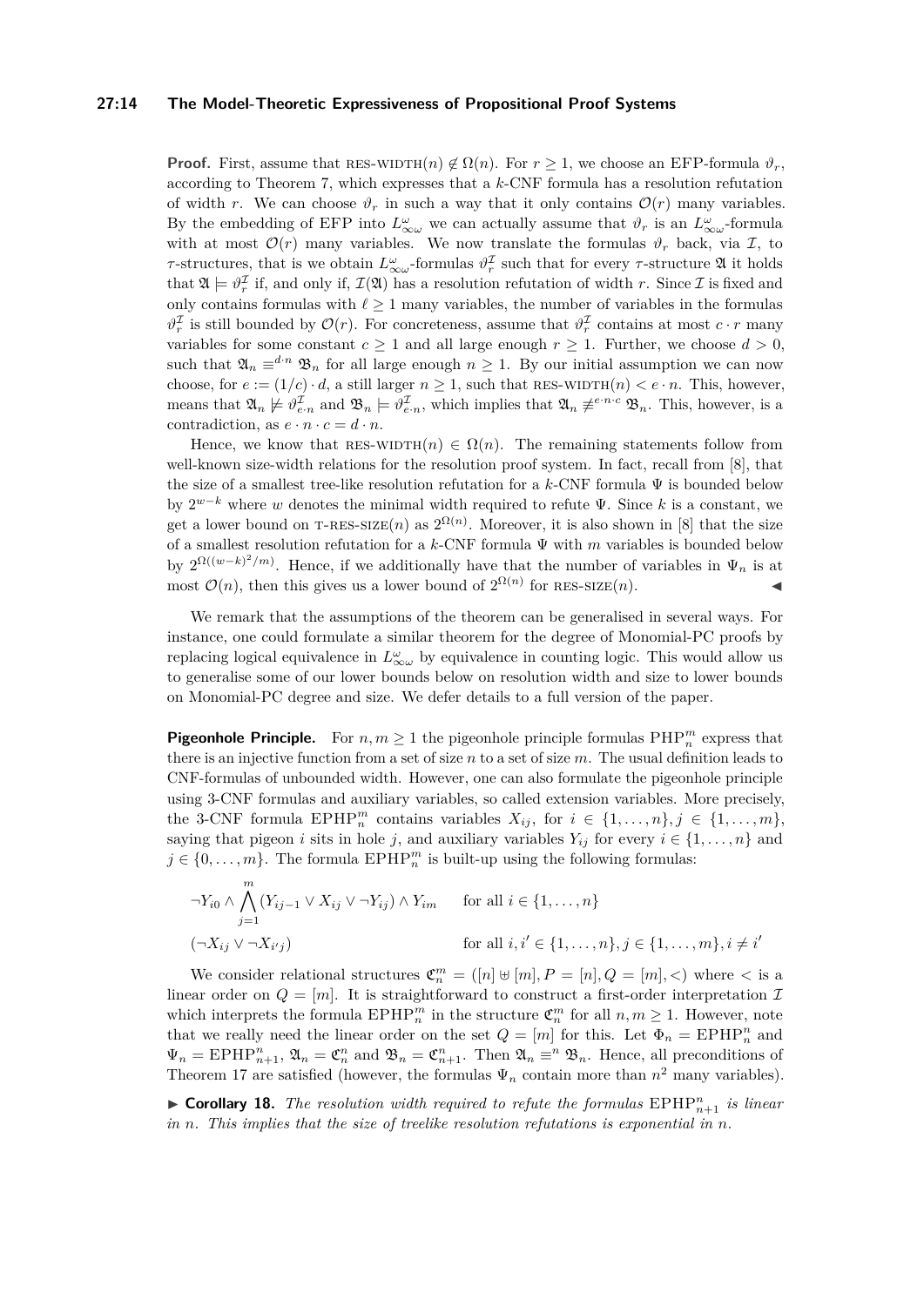**Proof.** First, assume that $\text{RES-WIDTH}(n) \notin \Omega(n)$. For $r \geq 1$, we choose an EFP-formula $\vartheta_r$, according to Theorem 7, which expresses that a $k$-CNF formula has a resolution refutation of width $r$. We can choose $\vartheta_r$ in such a way that it only contains $\mathcal{O}(r)$ many variables. By the embedding of EFP into $L^{\omega}_{\infty\omega}$ we can actually assume that $\vartheta_r$ is an $L^{\omega}_{\infty\omega}$-formula with at most $\mathcal{O}(r)$ many variables. We now translate the formulas $\vartheta_r$ back, via $\mathcal{I}$, to $\tau$-structures, that is we obtain $L^{\omega}_{\infty\omega}$-formulas $\vartheta^{\mathcal{I}}_r$ such that for every $\tau$-structure $\mathfrak{A}$ it holds that $\mathfrak{A} \models \vartheta^{\mathcal{I}}_r$ if, and only if, $\mathcal{I}(\mathfrak{A})$ has a resolution refutation of width $r$. Since $\mathcal{I}$ is fixed and only contains formulas with $\ell \geq 1$ many variables, the number of variables in the formulas $\vartheta^{\mathcal{I}}_r$ is still bounded by $\mathcal{O}(r)$. For concreteness, assume that $\vartheta^{\mathcal{I}}_r$ contains at most $c \cdot r$ many variables for some constant $c \geq 1$ and all large enough $r \geq 1$. Further, we choose $d > 0$, such that $\mathfrak{A}_n \equiv^{d \cdot n} \mathfrak{B}_n$ for all large enough $n \geq 1$. By our initial assumption we can now choose, for $e := (1/c) \cdot d$, a still larger $n \geq 1$, such that $\text{RES-WIDTH}(n) < e \cdot n$. This, however, means that $\mathfrak{A}_n \not\models \vartheta^{\mathcal{I}}_{e \cdot n}$ and $\mathfrak{B}_n \models \vartheta^{\mathcal{I}}_{e \cdot n}$, which implies that $\mathfrak{A}_n \not\equiv^{e \cdot n \cdot c} \mathfrak{B}_n$. This, however, is a contradiction, as $e \cdot n \cdot c = d \cdot n$.

Hence, we know that $\text{RES-WIDTH}(n) \in \Omega(n)$. The remaining statements follow from well-known size-width relations for the resolution proof system. In fact, recall from [8], that the size of a smallest tree-like resolution refutation for a $k$-CNF formula $\Psi$ is bounded below by $2^{w-k}$ where $w$ denotes the minimal width required to refute $\Psi$. Since $k$ is a constant, we get a lower bound on $\text{T-RES-SIZE}(n)$ as $2^{\Omega(n)}$. Moreover, it is also shown in [8] that the size of a smallest resolution refutation for a $k$-CNF formula $\Psi$ with $m$ variables is bounded below by $2^{\Omega((w-k)^2/m)}$. Hence, if we additionally have that the number of variables in $\Psi_n$ is at most $\mathcal{O}(n)$, then this gives us a lower bound of $2^{\Omega(n)}$ for $\text{RES-SIZE}(n)$. ◀

We remark that the assumptions of the theorem can be generalised in several ways. For instance, one could formulate a similar theorem for the degree of Monomial-PC proofs by replacing logical equivalence in $L^{\omega}_{\infty\omega}$ by equivalence in counting logic. This would allow us to generalise some of our lower bounds below on resolution width and size to lower bounds on Monomial-PC degree and size. We defer details to a full version of the paper.

**Pigeonhole Principle.** For $n, m \geq 1$ the pigeonhole principle formulas $\text{PHP}^m_n$ express that there is an injective function from a set of size $n$ to a set of size $m$. The usual definition leads to CNF-formulas of unbounded width. However, one can also formulate the pigeonhole principle using 3-CNF formulas and auxiliary variables, so called extension variables. More precisely, the 3-CNF formula $\text{EPHP}^m_n$ contains variables $X_{ij}$, for $i \in \{1, \dots, n\}, j \in \{1, \dots, m\}$, saying that pigeon $i$ sits in hole $j$, and auxiliary variables $Y_{ij}$ for every $i \in \{1, \dots, n\}$ and $j \in \{0, \dots, m\}$. The formula $\text{EPHP}^m_n$ is built-up using the following formulas:

$$\neg Y_{i0} \wedge \bigwedge_{j=1}^{m} (Y_{ij-1} \vee X_{ij} \vee \neg Y_{ij}) \wedge Y_{im} \qquad \text{for all } i \in \{1, \dots, n\}$$

$$(\neg X_{ij} \vee \neg X_{i'j}) \qquad \text{for all } i, i' \in \{1, \dots, n\}, j \in \{1, \dots, m\}, i \neq i'$$

We consider relational structures $\mathfrak{C}^m_n = ([n] \uplus [m], P = [n], Q = [m], <)$ where $<$ is a linear order on $Q = [m]$. It is straightforward to construct a first-order interpretation $\mathcal{I}$ which interprets the formula $\text{EPHP}^m_n$ in the structure $\mathfrak{C}^m_n$ for all $n, m \geq 1$. However, note that we really need the linear order on the set $Q = [m]$ for this. Let $\Phi_n = \text{EPHP}^n_n$ and $\Psi_n = \text{EPHP}^n_{n+1}$, $\mathfrak{A}_n = \mathfrak{C}^n_n$ and $\mathfrak{B}_n = \mathfrak{C}^n_{n+1}$. Then $\mathfrak{A}_n \equiv^n \mathfrak{B}_n$. Hence, all preconditions of Theorem 17 are satisfied (however, the formulas $\Psi_n$ contain more than $n^2$ many variables).

▶ **Corollary 18.** *The resolution width required to refute the formulas $\text{EPHP}^n_{n+1}$ is linear in $n$. This implies that the size of treelike resolution refutations is exponential in $n$.*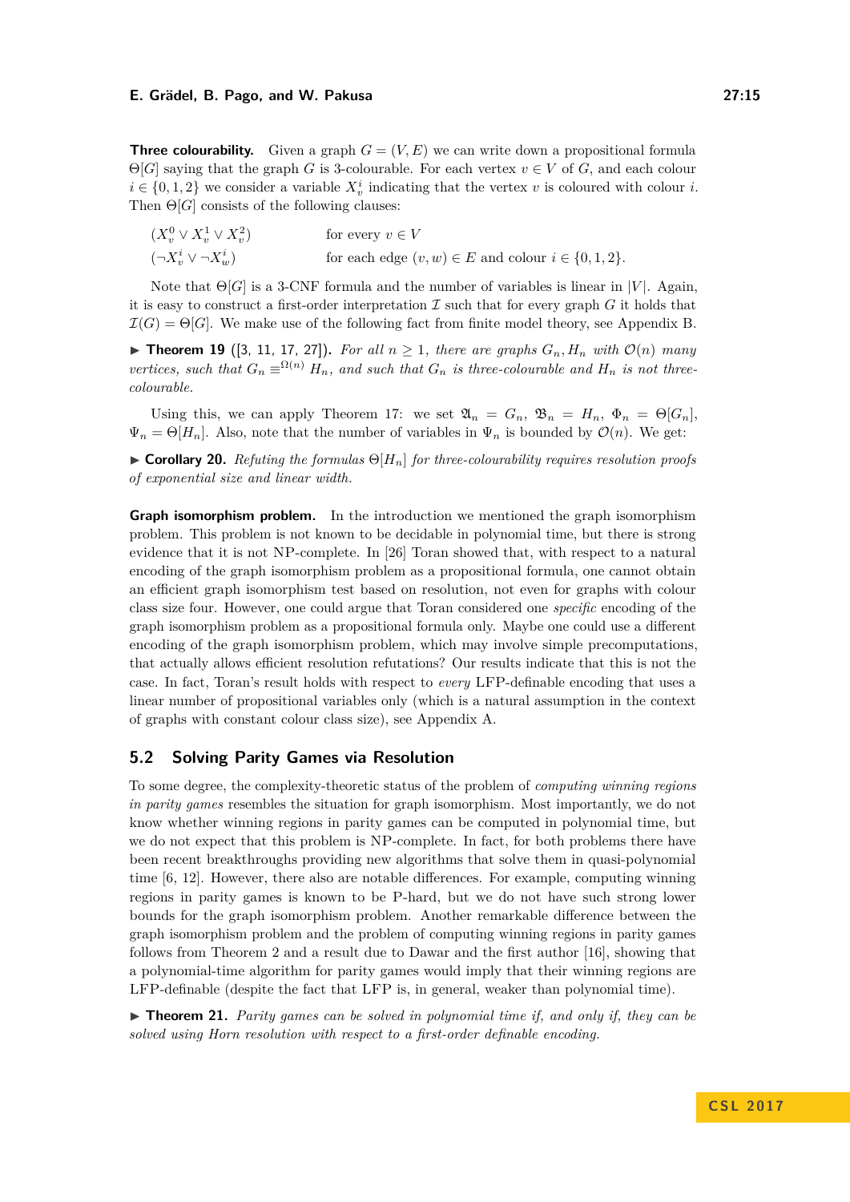**Three colourability.** Given a graph $G = (V, E)$ we can write down a propositional formula $\Theta[G]$ saying that the graph $G$ is 3-colourable. For each vertex $v \in V$ of $G$, and each colour $i \in \{0, 1, 2\}$ we consider a variable $X_v^i$ indicating that the vertex $v$ is coloured with colour $i$. Then $\Theta[G]$ consists of the following clauses:

$(X_v^0 \vee X_v^1 \vee X_v^2)$ for every $v \in V$

$(\neg X_v^i \vee \neg X_w^i)$ for each edge $(v, w) \in E$ and colour $i \in \{0, 1, 2\}$.

Note that $\Theta[G]$ is a 3-CNF formula and the number of variables is linear in $|V|$. Again, it is easy to construct a first-order interpretation $\mathcal{I}$ such that for every graph $G$ it holds that $\mathcal{I}(G) = \Theta[G]$. We make use of the following fact from finite model theory, see Appendix B.

▶ **Theorem 19** ([3, 11, 17, 27]). *For all $n \geq 1$, there are graphs $G_n, H_n$ with $\mathcal{O}(n)$ many vertices, such that $G_n \equiv^{\Omega(n)} H_n$, and such that $G_n$ is three-colourable and $H_n$ is not three-colourable.*

Using this, we can apply Theorem 17: we set $\mathfrak{A}_n = G_n$, $\mathfrak{B}_n = H_n$, $\Phi_n = \Theta[G_n]$, $\Psi_n = \Theta[H_n]$. Also, note that the number of variables in $\Psi_n$ is bounded by $\mathcal{O}(n)$. We get:

▶ **Corollary 20.** *Refuting the formulas $\Theta[H_n]$ for three-colourability requires resolution proofs of exponential size and linear width.*

**Graph isomorphism problem.** In the introduction we mentioned the graph isomorphism problem. This problem is not known to be decidable in polynomial time, but there is strong evidence that it is not NP-complete. In [26] Toran showed that, with respect to a natural encoding of the graph isomorphism problem as a propositional formula, one cannot obtain an efficient graph isomorphism test based on resolution, not even for graphs with colour class size four. However, one could argue that Toran considered one *specific* encoding of the graph isomorphism problem as a propositional formula only. Maybe one could use a different encoding of the graph isomorphism problem, which may involve simple precomputations, that actually allows efficient resolution refutations? Our results indicate that this is not the case. In fact, Toran's result holds with respect to *every* LFP-definable encoding that uses a linear number of propositional variables only (which is a natural assumption in the context of graphs with constant colour class size), see Appendix A.

## 5.2 Solving Parity Games via Resolution

To some degree, the complexity-theoretic status of the problem of *computing winning regions in parity games* resembles the situation for graph isomorphism. Most importantly, we do not know whether winning regions in parity games can be computed in polynomial time, but we do not expect that this problem is NP-complete. In fact, for both problems there have been recent breakthroughs providing new algorithms that solve them in quasi-polynomial time [6, 12]. However, there also are notable differences. For example, computing winning regions in parity games is known to be P-hard, but we do not have such strong lower bounds for the graph isomorphism problem. Another remarkable difference between the graph isomorphism problem and the problem of computing winning regions in parity games follows from Theorem 2 and a result due to Dawar and the first author [16], showing that a polynomial-time algorithm for parity games would imply that their winning regions are LFP-definable (despite the fact that LFP is, in general, weaker than polynomial time).

▶ **Theorem 21.** *Parity games can be solved in polynomial time if, and only if, they can be solved using Horn resolution with respect to a first-order definable encoding.*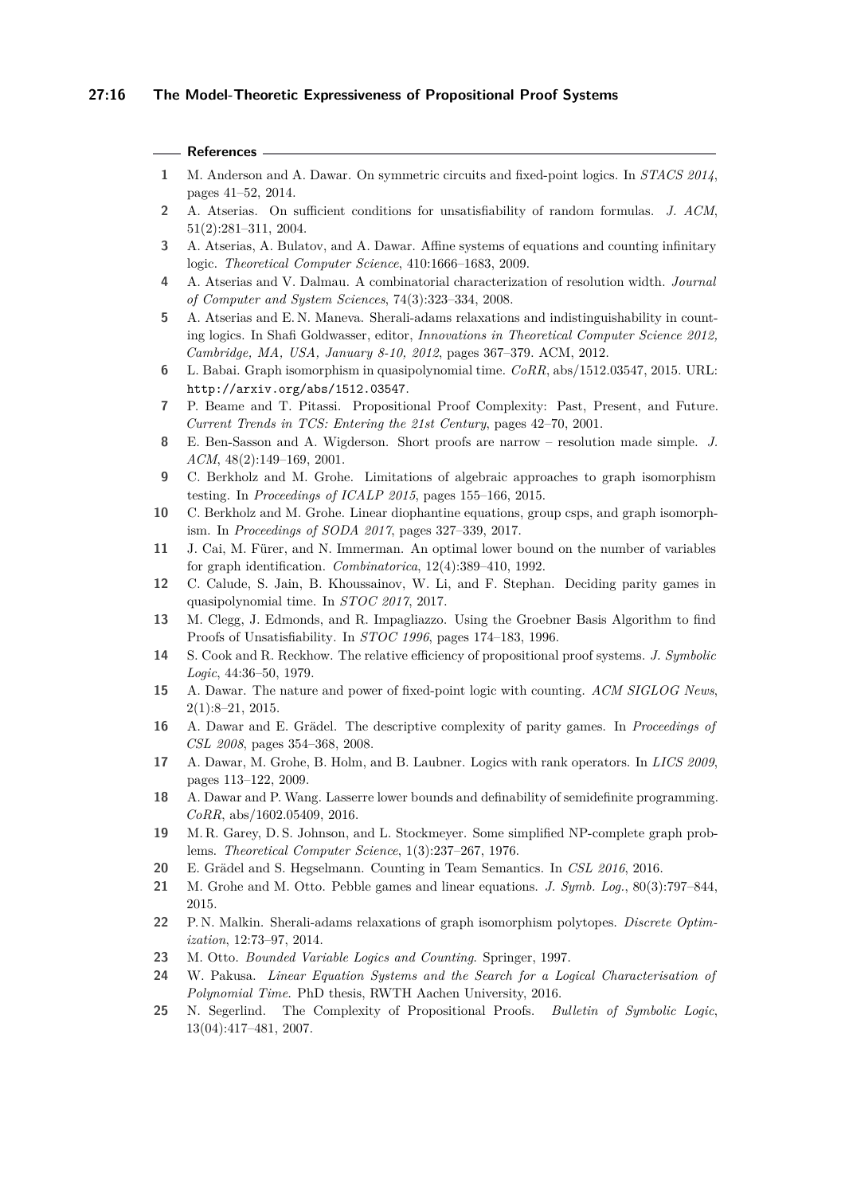## References

1. M. Anderson and A. Dawar. On symmetric circuits and fixed-point logics. In *STACS 2014*, pages 41–52, 2014.
2. A. Atserias. On sufficient conditions for unsatisfiability of random formulas. *J. ACM*, 51(2):281–311, 2004.
3. A. Atserias, A. Bulatov, and A. Dawar. Affine systems of equations and counting infinitary logic. *Theoretical Computer Science*, 410:1666–1683, 2009.
4. A. Atserias and V. Dalmau. A combinatorial characterization of resolution width. *Journal of Computer and System Sciences*, 74(3):323–334, 2008.
5. A. Atserias and E. N. Maneva. Sherali-adams relaxations and indistinguishability in counting logics. In Shafi Goldwasser, editor, *Innovations in Theoretical Computer Science 2012, Cambridge, MA, USA, January 8-10, 2012*, pages 367–379. ACM, 2012.
6. L. Babai. Graph isomorphism in quasipolynomial time. *CoRR*, abs/1512.03547, 2015. URL: http://arxiv.org/abs/1512.03547.
7. P. Beame and T. Pitassi. Propositional Proof Complexity: Past, Present, and Future. *Current Trends in TCS: Entering the 21st Century*, pages 42–70, 2001.
8. E. Ben-Sasson and A. Wigderson. Short proofs are narrow – resolution made simple. *J. ACM*, 48(2):149–169, 2001.
9. C. Berkholz and M. Grohe. Limitations of algebraic approaches to graph isomorphism testing. In *Proceedings of ICALP 2015*, pages 155–166, 2015.
10. C. Berkholz and M. Grohe. Linear diophantine equations, group csps, and graph isomorphism. In *Proceedings of SODA 2017*, pages 327–339, 2017.
11. J. Cai, M. Fürer, and N. Immerman. An optimal lower bound on the number of variables for graph identification. *Combinatorica*, 12(4):389–410, 1992.
12. C. Calude, S. Jain, B. Khoussainov, W. Li, and F. Stephan. Deciding parity games in quasipolynomial time. In *STOC 2017*, 2017.
13. M. Clegg, J. Edmonds, and R. Impagliazzo. Using the Groebner Basis Algorithm to find Proofs of Unsatisfiability. In *STOC 1996*, pages 174–183, 1996.
14. S. Cook and R. Reckhow. The relative efficiency of propositional proof systems. *J. Symbolic Logic*, 44:36–50, 1979.
15. A. Dawar. The nature and power of fixed-point logic with counting. *ACM SIGLOG News*, 2(1):8–21, 2015.
16. A. Dawar and E. Grädel. The descriptive complexity of parity games. In *Proceedings of CSL 2008*, pages 354–368, 2008.
17. A. Dawar, M. Grohe, B. Holm, and B. Laubner. Logics with rank operators. In *LICS 2009*, pages 113–122, 2009.
18. A. Dawar and P. Wang. Lasserre lower bounds and definability of semidefinite programming. *CoRR*, abs/1602.05409, 2016.
19. M. R. Garey, D. S. Johnson, and L. Stockmeyer. Some simplified NP-complete graph problems. *Theoretical Computer Science*, 1(3):237–267, 1976.
20. E. Grädel and S. Hegselmann. Counting in Team Semantics. In *CSL 2016*, 2016.
21. M. Grohe and M. Otto. Pebble games and linear equations. *J. Symb. Log.*, 80(3):797–844, 2015.
22. P. N. Malkin. Sherali-adams relaxations of graph isomorphism polytopes. *Discrete Optimization*, 12:73–97, 2014.
23. M. Otto. *Bounded Variable Logics and Counting*. Springer, 1997.
24. W. Pakusa. *Linear Equation Systems and the Search for a Logical Characterisation of Polynomial Time*. PhD thesis, RWTH Aachen University, 2016.
25. N. Segerlind. The Complexity of Propositional Proofs. *Bulletin of Symbolic Logic*, 13(04):417–481, 2007.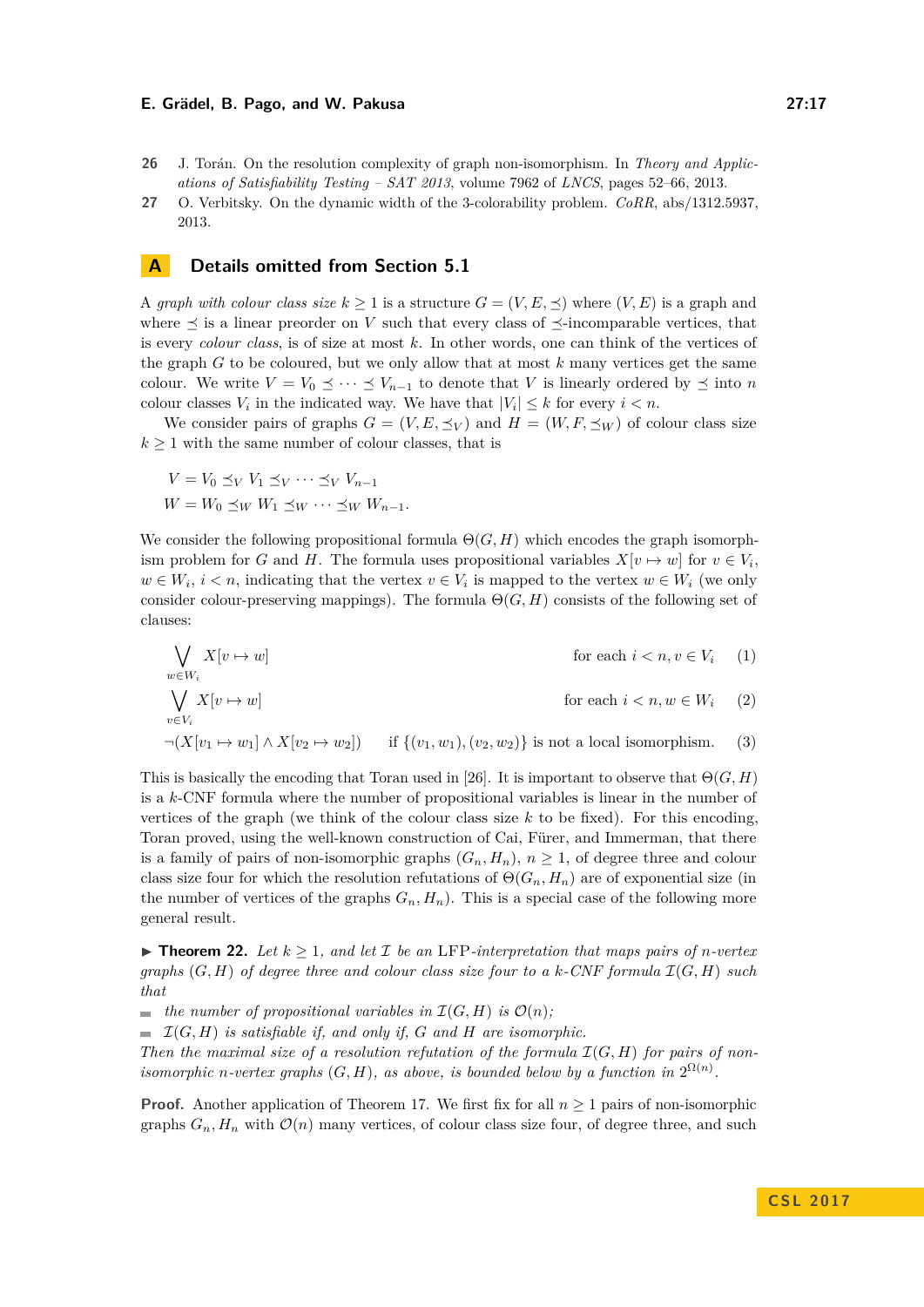26 J. Torán. On the resolution complexity of graph non-isomorphism. In *Theory and Applications of Satisfiability Testing – SAT 2013*, volume 7962 of *LNCS*, pages 52–66, 2013.

27 O. Verbitsky. On the dynamic width of the 3-colorability problem. *CoRR*, abs/1312.5937, 2013.

# A Details omitted from Section 5.1

A *graph with colour class size* $k \geq 1$ is a structure $G = (V, E, \preceq)$ where $(V, E)$ is a graph and where $\preceq$ is a linear preorder on $V$ such that every class of $\preceq$-incomparable vertices, that is every *colour class*, is of size at most $k$. In other words, one can think of the vertices of the graph $G$ to be coloured, but we only allow that at most $k$ many vertices get the same colour. We write $V = V_0 \preceq \cdots \preceq V_{n-1}$ to denote that $V$ is linearly ordered by $\preceq$ into $n$ colour classes $V_i$ in the indicated way. We have that $|V_i| \leq k$ for every $i < n$.

We consider pairs of graphs $G = (V, E, \preceq_V)$ and $H = (W, F, \preceq_W)$ of colour class size $k \geq 1$ with the same number of colour classes, that is

$$V = V_0 \preceq_V V_1 \preceq_V \cdots \preceq_V V_{n-1}$$
$$W = W_0 \preceq_W W_1 \preceq_W \cdots \preceq_W W_{n-1}.$$

We consider the following propositional formula $\Theta(G, H)$ which encodes the graph isomorphism problem for $G$ and $H$. The formula uses propositional variables $X[v \mapsto w]$ for $v \in V_i$, $w \in W_i$, $i < n$, indicating that the vertex $v \in V_i$ is mapped to the vertex $w \in W_i$ (we only consider colour-preserving mappings). The formula $\Theta(G, H)$ consists of the following set of clauses:

$$\bigvee_{w \in W_i} X[v \mapsto w] \qquad \text{for each } i < n, v \in V_i \qquad (1)$$

$$\bigvee_{v \in V_i} X[v \mapsto w] \qquad \text{for each } i < n, w \in W_i \qquad (2)$$

$$\neg(X[v_1 \mapsto w_1] \wedge X[v_2 \mapsto w_2]) \qquad \text{if } \{(v_1, w_1), (v_2, w_2)\} \text{ is not a local isomorphism.} \qquad (3)$$

This is basically the encoding that Toran used in [26]. It is important to observe that $\Theta(G, H)$ is a $k$-CNF formula where the number of propositional variables is linear in the number of vertices of the graph (we think of the colour class size $k$ to be fixed). For this encoding, Toran proved, using the well-known construction of Cai, Fürer, and Immerman, that there is a family of pairs of non-isomorphic graphs $(G_n, H_n)$, $n \geq 1$, of degree three and colour class size four for which the resolution refutations of $\Theta(G_n, H_n)$ are of exponential size (in the number of vertices of the graphs $G_n, H_n$). This is a special case of the following more general result.

▶ **Theorem 22.** *Let $k \geq 1$, and let $\mathcal{I}$ be an* LFP*-interpretation that maps pairs of $n$-vertex graphs $(G, H)$ of degree three and colour class size four to a $k$-CNF formula $\mathcal{I}(G, H)$ such that*

- *the number of propositional variables in $\mathcal{I}(G, H)$ is $\mathcal{O}(n)$;*
- *$\mathcal{I}(G, H)$ is satisfiable if, and only if, $G$ and $H$ are isomorphic.*

*Then the maximal size of a resolution refutation of the formula $\mathcal{I}(G, H)$ for pairs of non-isomorphic $n$-vertex graphs $(G, H)$, as above, is bounded below by a function in $2^{\Omega(n)}$.*

**Proof.** Another application of Theorem 17. We first fix for all $n \geq 1$ pairs of non-isomorphic graphs $G_n, H_n$ with $\mathcal{O}(n)$ many vertices, of colour class size four, of degree three, and such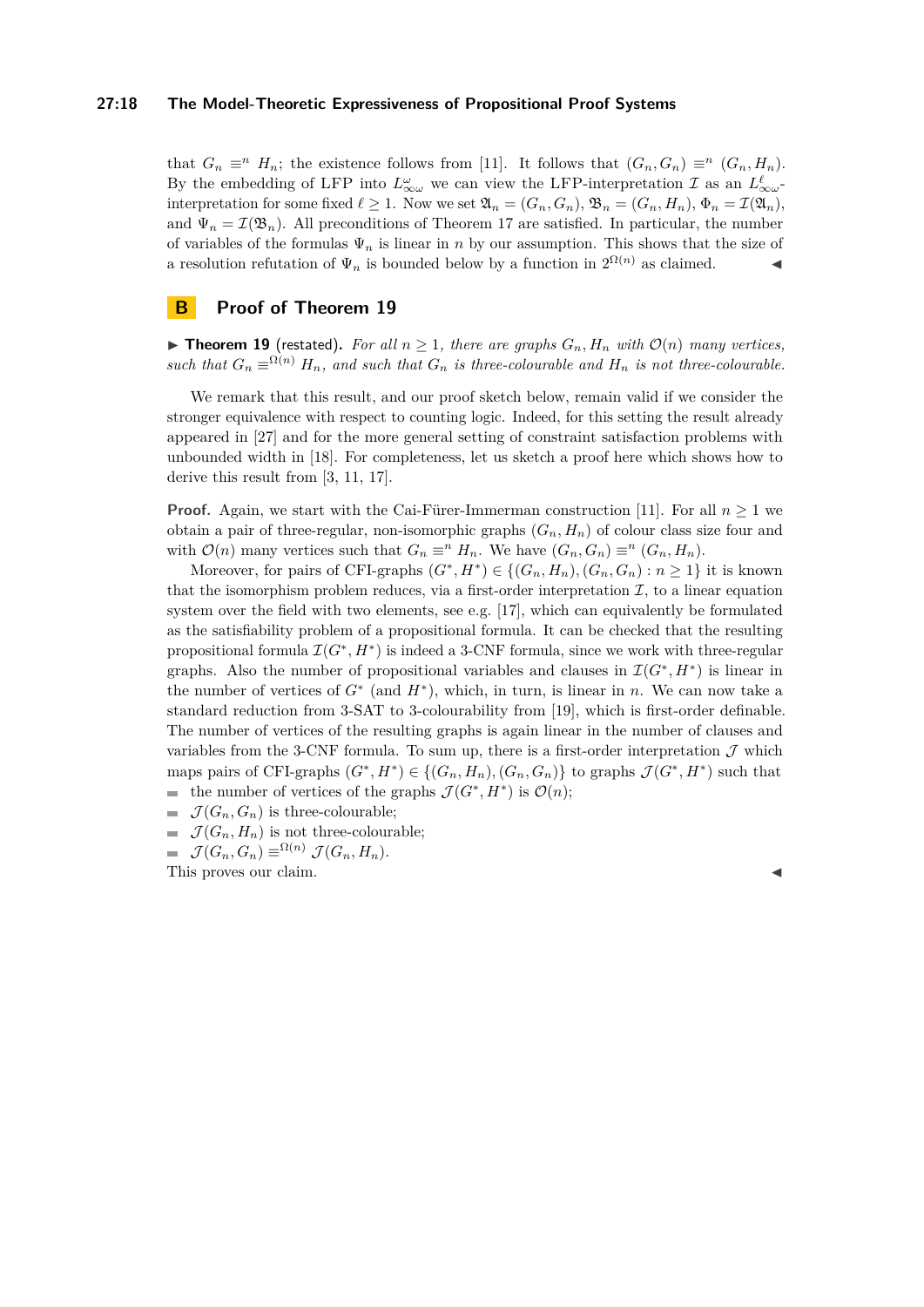that $G_n \equiv^n H_n$; the existence follows from [11]. It follows that $(G_n, G_n) \equiv^n (G_n, H_n)$. By the embedding of LFP into $L^\omega_{\infty\omega}$ we can view the LFP-interpretation $\mathcal{I}$ as an $L^\ell_{\infty\omega}$-interpretation for some fixed $\ell \geq 1$. Now we set $\mathfrak{A}_n = (G_n, G_n)$, $\mathfrak{B}_n = (G_n, H_n)$, $\Phi_n = \mathcal{I}(\mathfrak{A}_n)$, and $\Psi_n = \mathcal{I}(\mathfrak{B}_n)$. All preconditions of Theorem 17 are satisfied. In particular, the number of variables of the formulas $\Psi_n$ is linear in $n$ by our assumption. This shows that the size of a resolution refutation of $\Psi_n$ is bounded below by a function in $2^{\Omega(n)}$ as claimed. ◀

## B Proof of Theorem 19

▶ **Theorem 19** (restated). *For all $n \geq 1$, there are graphs $G_n, H_n$ with $\mathcal{O}(n)$ many vertices, such that $G_n \equiv^{\Omega(n)} H_n$, and such that $G_n$ is three-colourable and $H_n$ is not three-colourable.*

We remark that this result, and our proof sketch below, remain valid if we consider the stronger equivalence with respect to counting logic. Indeed, for this setting the result already appeared in [27] and for the more general setting of constraint satisfaction problems with unbounded width in [18]. For completeness, let us sketch a proof here which shows how to derive this result from [3, 11, 17].

**Proof.** Again, we start with the Cai-Fürer-Immerman construction [11]. For all $n \geq 1$ we obtain a pair of three-regular, non-isomorphic graphs $(G_n, H_n)$ of colour class size four and with $\mathcal{O}(n)$ many vertices such that $G_n \equiv^n H_n$. We have $(G_n, G_n) \equiv^n (G_n, H_n)$.

Moreover, for pairs of CFI-graphs $(G^*, H^*) \in \{(G_n, H_n), (G_n, G_n) : n \geq 1\}$ it is known that the isomorphism problem reduces, via a first-order interpretation $\mathcal{I}$, to a linear equation system over the field with two elements, see e.g. [17], which can equivalently be formulated as the satisfiability problem of a propositional formula. It can be checked that the resulting propositional formula $\mathcal{I}(G^*, H^*)$ is indeed a 3-CNF formula, since we work with three-regular graphs. Also the number of propositional variables and clauses in $\mathcal{I}(G^*, H^*)$ is linear in the number of vertices of $G^*$ (and $H^*$), which, in turn, is linear in $n$. We can now take a standard reduction from 3-SAT to 3-colourability from [19], which is first-order definable. The number of vertices of the resulting graphs is again linear in the number of clauses and variables from the 3-CNF formula. To sum up, there is a first-order interpretation $\mathcal{J}$ which maps pairs of CFI-graphs $(G^*, H^*) \in \{(G_n, H_n), (G_n, G_n)\}$ to graphs $\mathcal{J}(G^*, H^*)$ such that

- the number of vertices of the graphs $\mathcal{J}(G^*, H^*)$ is $\mathcal{O}(n)$;
- $\mathcal{J}(G_n, G_n)$ is three-colourable;
- $\mathcal{J}(G_n, H_n)$ is not three-colourable;
- $\mathcal{J}(G_n, G_n) \equiv^{\Omega(n)} \mathcal{J}(G_n, H_n)$.

This proves our claim. ◀